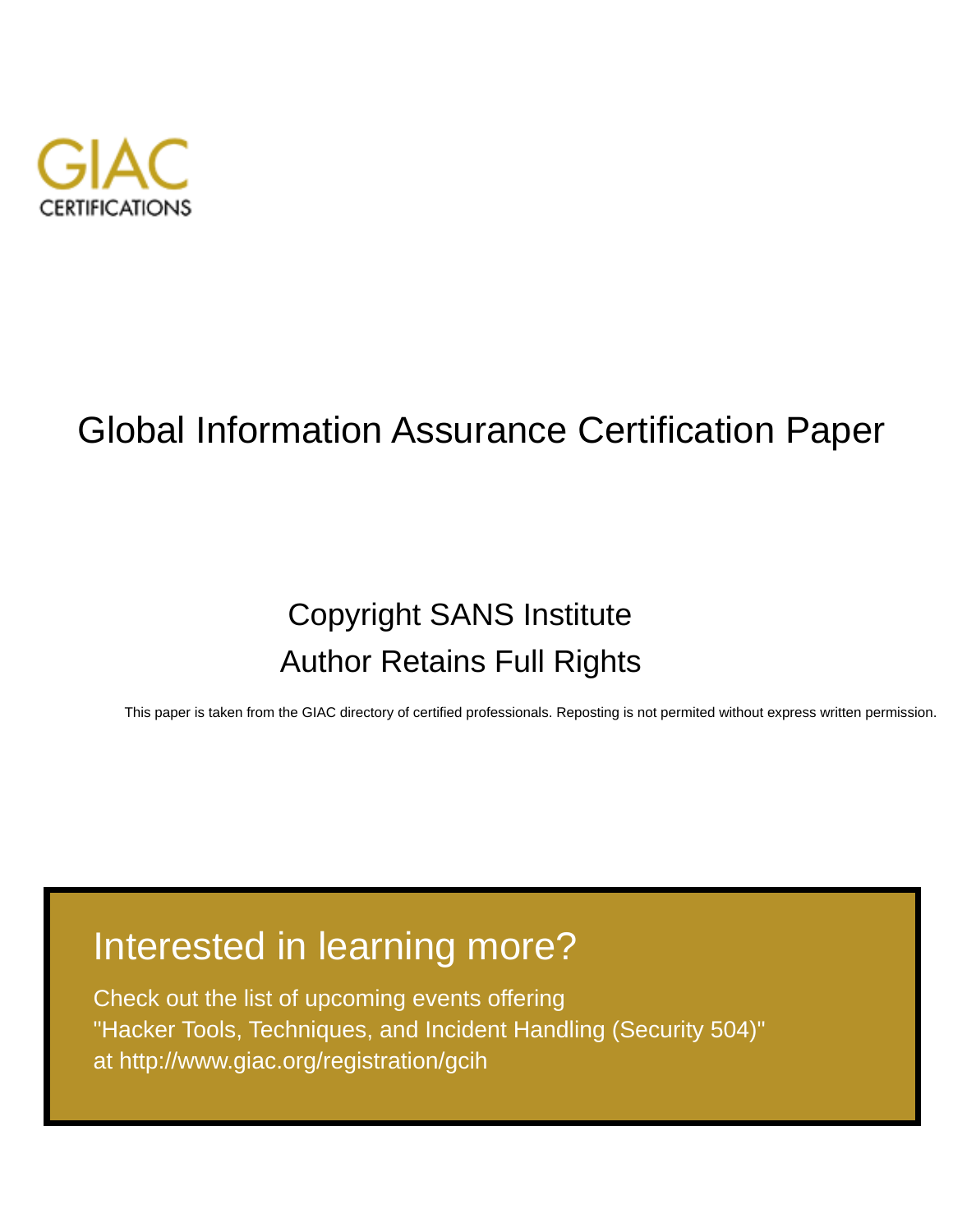GIAC CERTIFICATIONS

# Global Information Assurance Certification Paper

Copyright SANS Institute
Author Retains Full Rights

This paper is taken from the GIAC directory of certified professionals. Reposting is not permited without express written permission.

## Interested in learning more?

Check out the list of upcoming events offering
"Hacker Tools, Techniques, and Incident Handling (Security 504)"
at http://www.giac.org/registration/gcih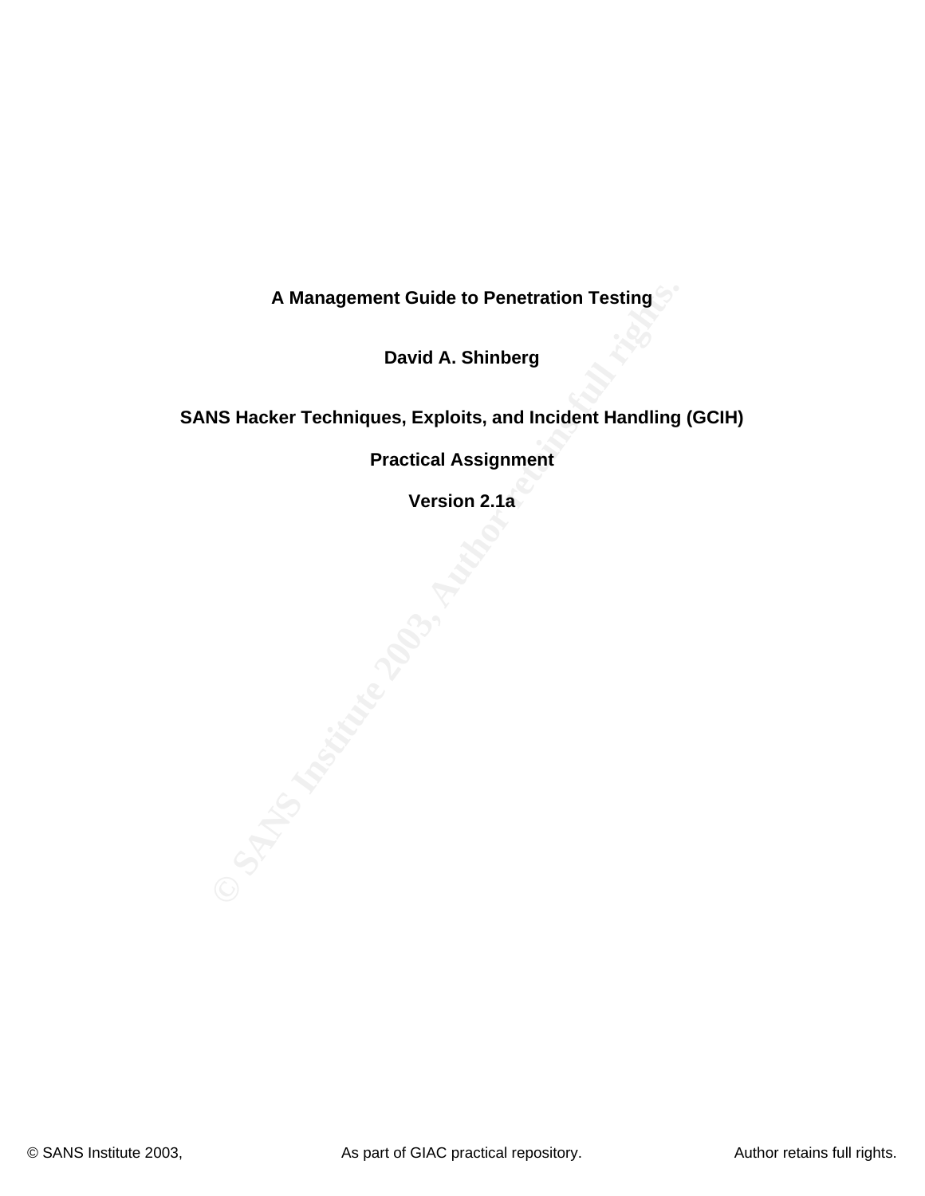**A Management Guide to Penetration Testing**

**David A. Shinberg**

**SANS Hacker Techniques, Exploits, and Incident Handling (GCIH)**

**Practical Assignment**

**Version 2.1a**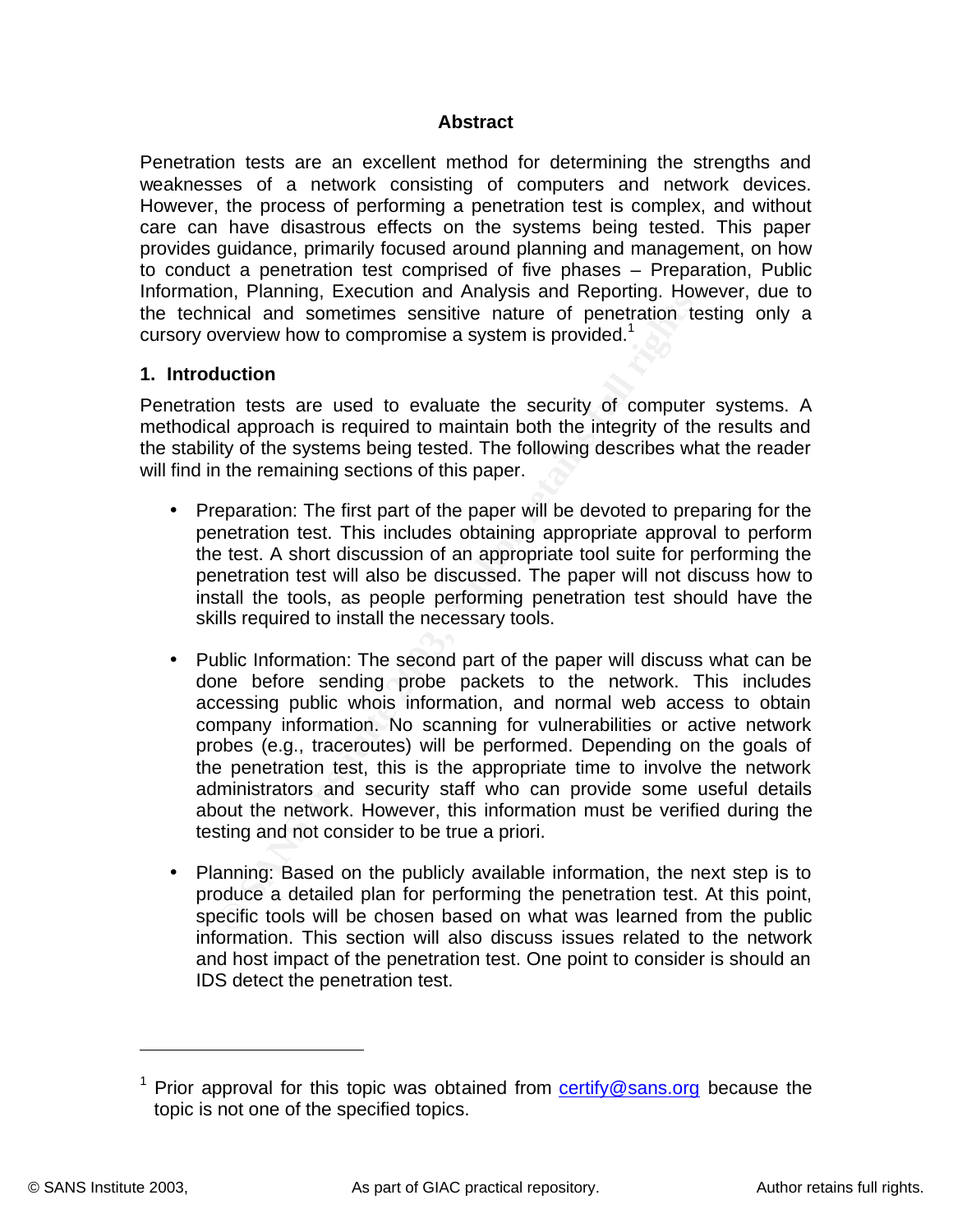## Abstract

Penetration tests are an excellent method for determining the strengths and weaknesses of a network consisting of computers and network devices. However, the process of performing a penetration test is complex, and without care can have disastrous effects on the systems being tested. This paper provides guidance, primarily focused around planning and management, on how to conduct a penetration test comprised of five phases – Preparation, Public Information, Planning, Execution and Analysis and Reporting. However, due to the technical and sometimes sensitive nature of penetration testing only a cursory overview how to compromise a system is provided.[1]

## 1. Introduction

Penetration tests are used to evaluate the security of computer systems. A methodical approach is required to maintain both the integrity of the results and the stability of the systems being tested. The following describes what the reader will find in the remaining sections of this paper.

- Preparation: The first part of the paper will be devoted to preparing for the penetration test. This includes obtaining appropriate approval to perform the test. A short discussion of an appropriate tool suite for performing the penetration test will also be discussed. The paper will not discuss how to install the tools, as people performing penetration test should have the skills required to install the necessary tools.

- Public Information: The second part of the paper will discuss what can be done before sending probe packets to the network. This includes accessing public whois information, and normal web access to obtain company information. No scanning for vulnerabilities or active network probes (e.g., traceroutes) will be performed. Depending on the goals of the penetration test, this is the appropriate time to involve the network administrators and security staff who can provide some useful details about the network. However, this information must be verified during the testing and not consider to be true a priori.

- Planning: Based on the publicly available information, the next step is to produce a detailed plan for performing the penetration test. At this point, specific tools will be chosen based on what was learned from the public information. This section will also discuss issues related to the network and host impact of the penetration test. One point to consider is should an IDS detect the penetration test.

---

[1] Prior approval for this topic was obtained from certify@sans.org because the topic is not one of the specified topics.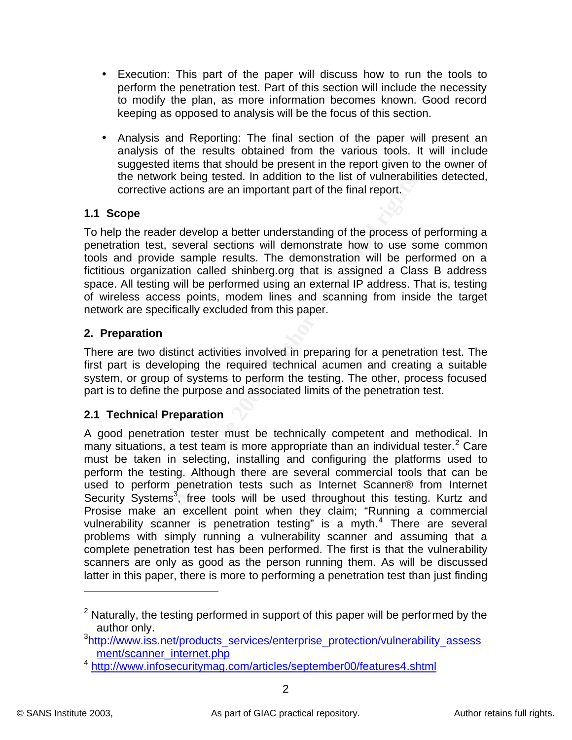- Execution: This part of the paper will discuss how to run the tools to perform the penetration test. Part of this section will include the necessity to modify the plan, as more information becomes known. Good record keeping as opposed to analysis will be the focus of this section.

- Analysis and Reporting: The final section of the paper will present an analysis of the results obtained from the various tools. It will include suggested items that should be present in the report given to the owner of the network being tested. In addition to the list of vulnerabilities detected, corrective actions are an important part of the final report.

### 1.1 Scope

To help the reader develop a better understanding of the process of performing a penetration test, several sections will demonstrate how to use some common tools and provide sample results. The demonstration will be performed on a fictitious organization called shinberg.org that is assigned a Class B address space. All testing will be performed using an external IP address. That is, testing of wireless access points, modem lines and scanning from inside the target network are specifically excluded from this paper.

## 2. Preparation

There are two distinct activities involved in preparing for a penetration test. The first part is developing the required technical acumen and creating a suitable system, or group of systems to perform the testing. The other, process focused part is to define the purpose and associated limits of the penetration test.

### 2.1 Technical Preparation

A good penetration tester must be technically competent and methodical. In many situations, a test team is more appropriate than an individual tester.[2] Care must be taken in selecting, installing and configuring the platforms used to perform the testing. Although there are several commercial tools that can be used to perform penetration tests such as Internet Scanner® from Internet Security Systems[3], free tools will be used throughout this testing. Kurtz and Prosise make an excellent point when they claim; "Running a commercial vulnerability scanner is penetration testing" is a myth.[4] There are several problems with simply running a vulnerability scanner and assuming that a complete penetration test has been performed. The first is that the vulnerability scanners are only as good as the person running them. As will be discussed latter in this paper, there is more to performing a penetration test than just finding

---

[2] Naturally, the testing performed in support of this paper will be performed by the author only.

[3] http://www.iss.net/products_services/enterprise_protection/vulnerability_assessment/scanner_internet.php

[4] http://www.infosecuritymag.com/articles/september00/features4.shtml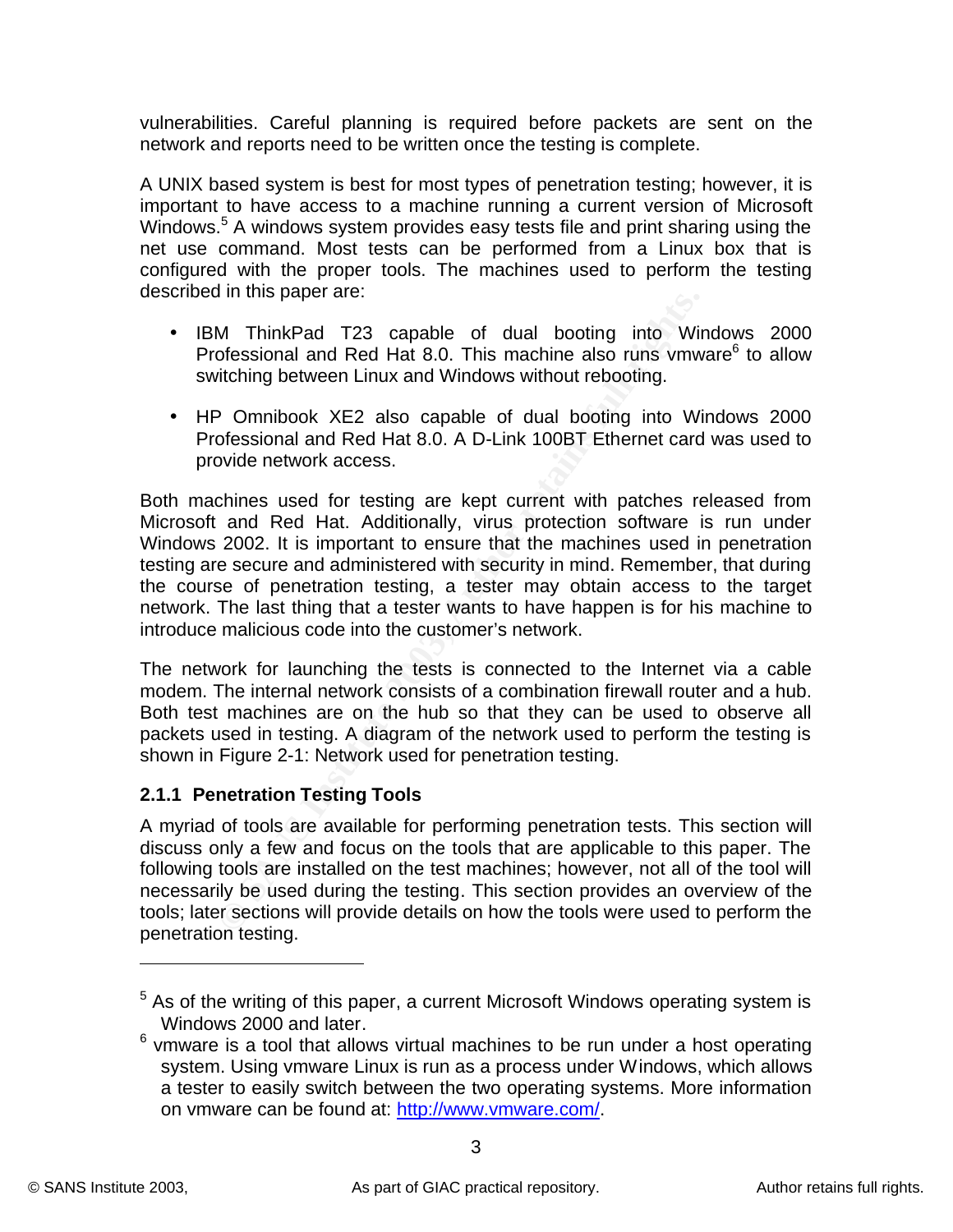vulnerabilities. Careful planning is required before packets are sent on the network and reports need to be written once the testing is complete.

A UNIX based system is best for most types of penetration testing; however, it is important to have access to a machine running a current version of Microsoft Windows.[5] A windows system provides easy tests file and print sharing using the net use command. Most tests can be performed from a Linux box that is configured with the proper tools. The machines used to perform the testing described in this paper are:

- IBM ThinkPad T23 capable of dual booting into Windows 2000 Professional and Red Hat 8.0. This machine also runs vmware[6] to allow switching between Linux and Windows without rebooting.
- HP Omnibook XE2 also capable of dual booting into Windows 2000 Professional and Red Hat 8.0. A D-Link 100BT Ethernet card was used to provide network access.

Both machines used for testing are kept current with patches released from Microsoft and Red Hat. Additionally, virus protection software is run under Windows 2002. It is important to ensure that the machines used in penetration testing are secure and administered with security in mind. Remember, that during the course of penetration testing, a tester may obtain access to the target network. The last thing that a tester wants to have happen is for his machine to introduce malicious code into the customer's network.

The network for launching the tests is connected to the Internet via a cable modem. The internal network consists of a combination firewall router and a hub. Both test machines are on the hub so that they can be used to observe all packets used in testing. A diagram of the network used to perform the testing is shown in Figure 2-1: Network used for penetration testing.

### 2.1.1 Penetration Testing Tools

A myriad of tools are available for performing penetration tests. This section will discuss only a few and focus on the tools that are applicable to this paper. The following tools are installed on the test machines; however, not all of the tool will necessarily be used during the testing. This section provides an overview of the tools; later sections will provide details on how the tools were used to perform the penetration testing.

---

[5] As of the writing of this paper, a current Microsoft Windows operating system is Windows 2000 and later.

[6] vmware is a tool that allows virtual machines to be run under a host operating system. Using vmware Linux is run as a process under Windows, which allows a tester to easily switch between the two operating systems. More information on vmware can be found at: http://www.vmware.com/.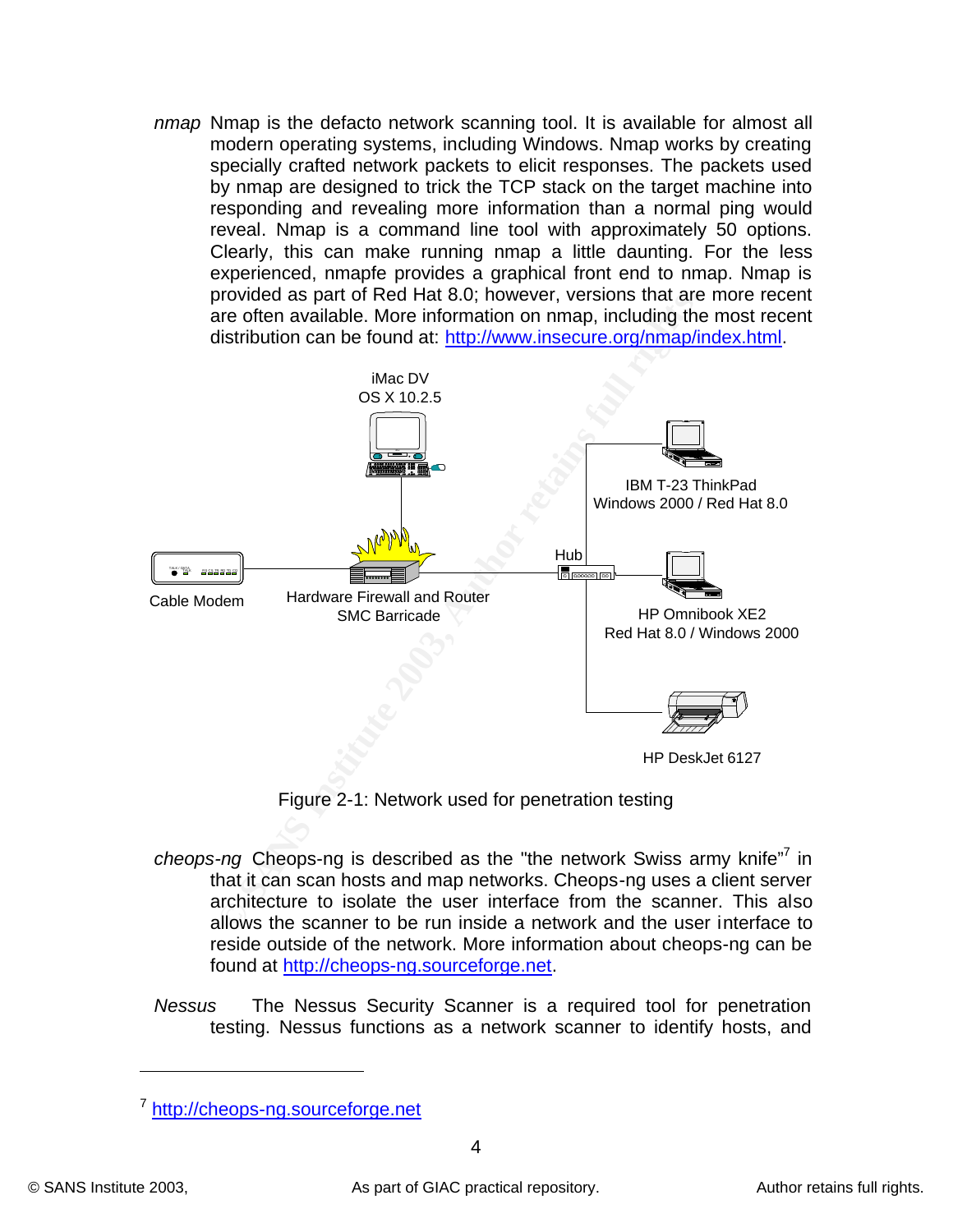*nmap* Nmap is the defacto network scanning tool. It is available for almost all modern operating systems, including Windows. Nmap works by creating specially crafted network packets to elicit responses. The packets used by nmap are designed to trick the TCP stack on the target machine into responding and revealing more information than a normal ping would reveal. Nmap is a command line tool with approximately 50 options. Clearly, this can make running nmap a little daunting. For the less experienced, nmapfe provides a graphical front end to nmap. Nmap is provided as part of Red Hat 8.0; however, versions that are more recent are often available. More information on nmap, including the most recent distribution can be found at: http://www.insecure.org/nmap/index.html.

Figure 2-1: Network used for penetration testing

*cheops-ng* Cheops-ng is described as the "the network Swiss army knife"[7] in that it can scan hosts and map networks. Cheops-ng uses a client server architecture to isolate the user interface from the scanner. This also allows the scanner to be run inside a network and the user interface to reside outside of the network. More information about cheops-ng can be found at http://cheops-ng.sourceforge.net.

*Nessus* The Nessus Security Scanner is a required tool for penetration testing. Nessus functions as a network scanner to identify hosts, and

---

[7] http://cheops-ng.sourceforge.net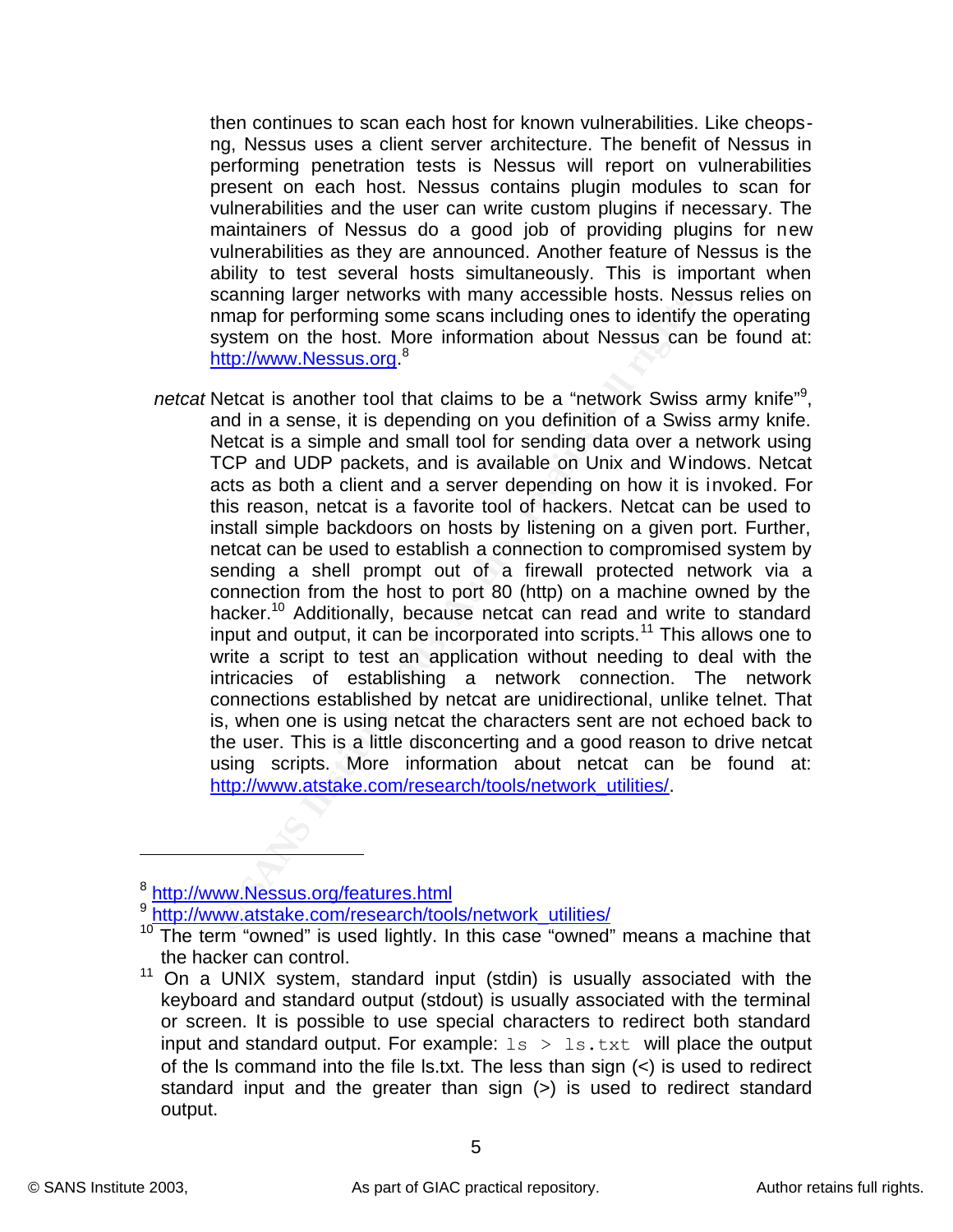then continues to scan each host for known vulnerabilities. Like cheops-ng, Nessus uses a client server architecture. The benefit of Nessus in performing penetration tests is Nessus will report on vulnerabilities present on each host. Nessus contains plugin modules to scan for vulnerabilities and the user can write custom plugins if necessary. The maintainers of Nessus do a good job of providing plugins for new vulnerabilities as they are announced. Another feature of Nessus is the ability to test several hosts simultaneously. This is important when scanning larger networks with many accessible hosts. Nessus relies on nmap for performing some scans including ones to identify the operating system on the host. More information about Nessus can be found at: http://www.Nessus.org.[8]

*netcat* Netcat is another tool that claims to be a "network Swiss army knife"[9], and in a sense, it is depending on you definition of a Swiss army knife. Netcat is a simple and small tool for sending data over a network using TCP and UDP packets, and is available on Unix and Windows. Netcat acts as both a client and a server depending on how it is invoked. For this reason, netcat is a favorite tool of hackers. Netcat can be used to install simple backdoors on hosts by listening on a given port. Further, netcat can be used to establish a connection to compromised system by sending a shell prompt out of a firewall protected network via a connection from the host to port 80 (http) on a machine owned by the hacker.[10] Additionally, because netcat can read and write to standard input and output, it can be incorporated into scripts.[11] This allows one to write a script to test an application without needing to deal with the intricacies of establishing a network connection. The network connections established by netcat are unidirectional, unlike telnet. That is, when one is using netcat the characters sent are not echoed back to the user. This is a little disconcerting and a good reason to drive netcat using scripts. More information about netcat can be found at: http://www.atstake.com/research/tools/network_utilities/.

---

[8] http://www.Nessus.org/features.html

[9] http://www.atstake.com/research/tools/network_utilities/

[10] The term "owned" is used lightly. In this case "owned" means a machine that the hacker can control.

[11] On a UNIX system, standard input (stdin) is usually associated with the keyboard and standard output (stdout) is usually associated with the terminal or screen. It is possible to use special characters to redirect both standard input and standard output. For example: `ls > ls.txt` will place the output of the ls command into the file ls.txt. The less than sign (<) is used to redirect standard input and the greater than sign (>) is used to redirect standard output.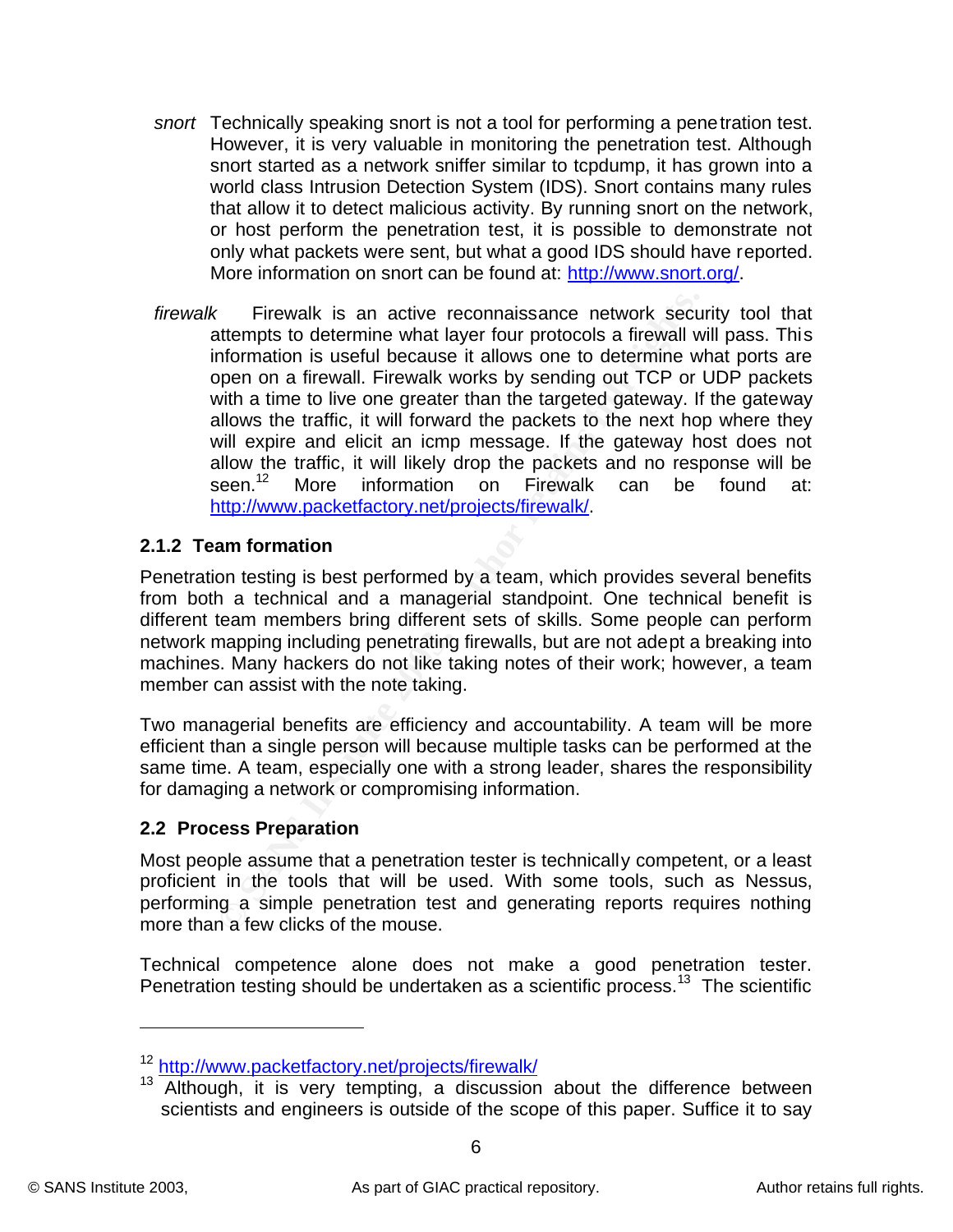*snort* Technically speaking snort is not a tool for performing a penetration test. However, it is very valuable in monitoring the penetration test. Although snort started as a network sniffer similar to tcpdump, it has grown into a world class Intrusion Detection System (IDS). Snort contains many rules that allow it to detect malicious activity. By running snort on the network, or host perform the penetration test, it is possible to demonstrate not only what packets were sent, but what a good IDS should have reported. More information on snort can be found at: http://www.snort.org/.

*firewalk* Firewalk is an active reconnaissance network security tool that attempts to determine what layer four protocols a firewall will pass. This information is useful because it allows one to determine what ports are open on a firewall. Firewalk works by sending out TCP or UDP packets with a time to live one greater than the targeted gateway. If the gateway allows the traffic, it will forward the packets to the next hop where they will expire and elicit an icmp message. If the gateway host does not allow the traffic, it will likely drop the packets and no response will be seen.[12] More information on Firewalk can be found at: http://www.packetfactory.net/projects/firewalk/.

### 2.1.2 Team formation

Penetration testing is best performed by a team, which provides several benefits from both a technical and a managerial standpoint. One technical benefit is different team members bring different sets of skills. Some people can perform network mapping including penetrating firewalls, but are not adept a breaking into machines. Many hackers do not like taking notes of their work; however, a team member can assist with the note taking.

Two managerial benefits are efficiency and accountability. A team will be more efficient than a single person will because multiple tasks can be performed at the same time. A team, especially one with a strong leader, shares the responsibility for damaging a network or compromising information.

## 2.2 Process Preparation

Most people assume that a penetration tester is technically competent, or a least proficient in the tools that will be used. With some tools, such as Nessus, performing a simple penetration test and generating reports requires nothing more than a few clicks of the mouse.

Technical competence alone does not make a good penetration tester. Penetration testing should be undertaken as a scientific process.[13] The scientific

---

[12] http://www.packetfactory.net/projects/firewalk/

[13] Although, it is very tempting, a discussion about the difference between scientists and engineers is outside of the scope of this paper. Suffice it to say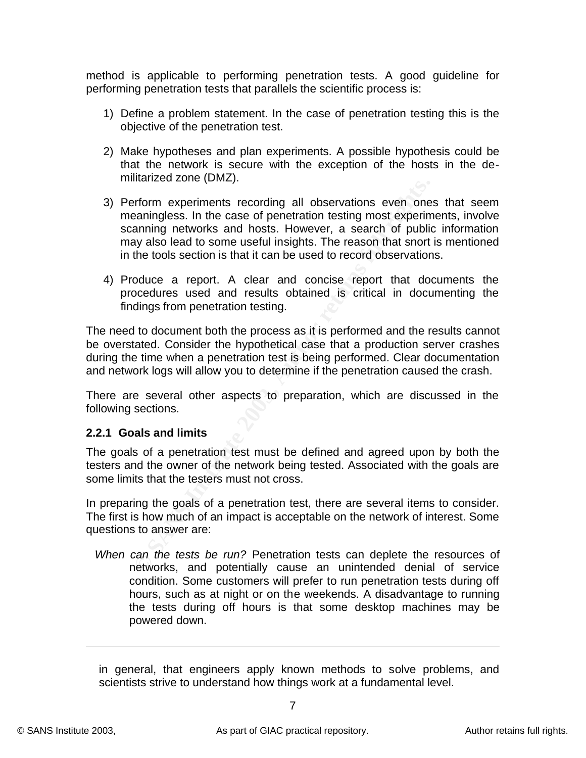method is applicable to performing penetration tests. A good guideline for performing penetration tests that parallels the scientific process is:

1) Define a problem statement. In the case of penetration testing this is the objective of the penetration test.

2) Make hypotheses and plan experiments. A possible hypothesis could be that the network is secure with the exception of the hosts in the de-militarized zone (DMZ).

3) Perform experiments recording all observations even ones that seem meaningless. In the case of penetration testing most experiments, involve scanning networks and hosts. However, a search of public information may also lead to some useful insights. The reason that snort is mentioned in the tools section is that it can be used to record observations.

4) Produce a report. A clear and concise report that documents the procedures used and results obtained is critical in documenting the findings from penetration testing.

The need to document both the process as it is performed and the results cannot be overstated. Consider the hypothetical case that a production server crashes during the time when a penetration test is being performed. Clear documentation and network logs will allow you to determine if the penetration caused the crash.

There are several other aspects to preparation, which are discussed in the following sections.

### 2.2.1 Goals and limits

The goals of a penetration test must be defined and agreed upon by both the testers and the owner of the network being tested. Associated with the goals are some limits that the testers must not cross.

In preparing the goals of a penetration test, there are several items to consider. The first is how much of an impact is acceptable on the network of interest. Some questions to answer are:

*When can the tests be run?* Penetration tests can deplete the resources of networks, and potentially cause an unintended denial of service condition. Some customers will prefer to run penetration tests during off hours, such as at night or on the weekends. A disadvantage to running the tests during off hours is that some desktop machines may be powered down.

---

in general, that engineers apply known methods to solve problems, and scientists strive to understand how things work at a fundamental level.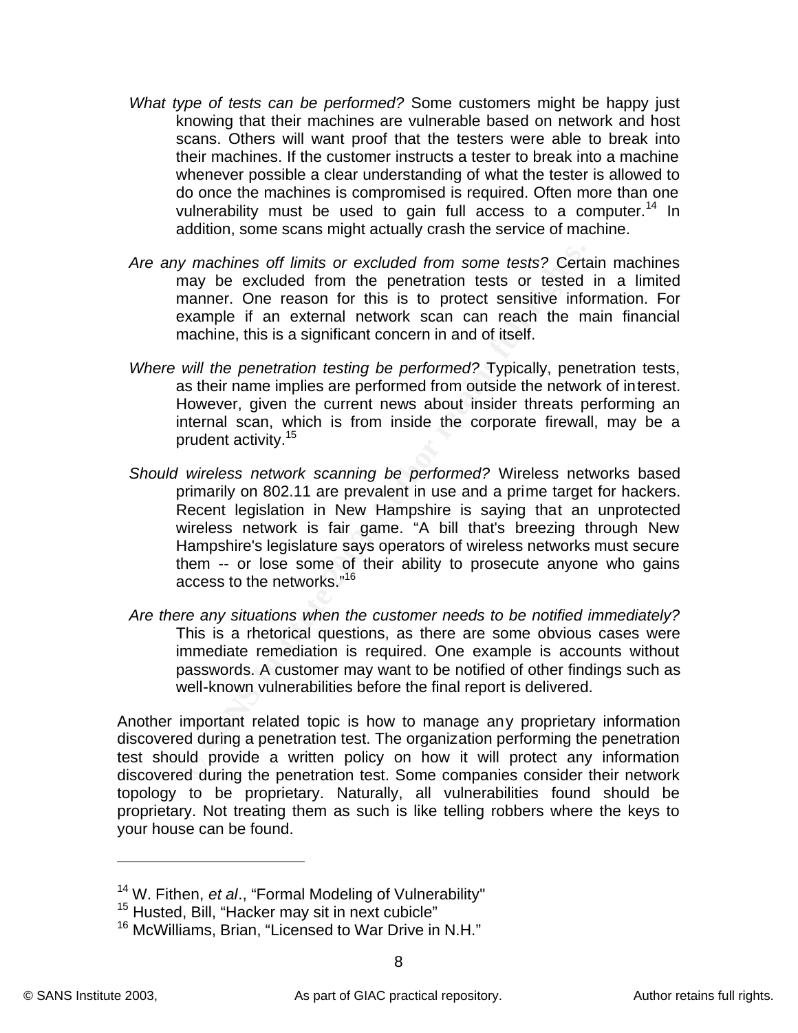*What type of tests can be performed?* Some customers might be happy just knowing that their machines are vulnerable based on network and host scans. Others will want proof that the testers were able to break into their machines. If the customer instructs a tester to break into a machine whenever possible a clear understanding of what the tester is allowed to do once the machines is compromised is required. Often more than one vulnerability must be used to gain full access to a computer.[14] In addition, some scans might actually crash the service of machine.

*Are any machines off limits or excluded from some tests?* Certain machines may be excluded from the penetration tests or tested in a limited manner. One reason for this is to protect sensitive information. For example if an external network scan can reach the main financial machine, this is a significant concern in and of itself.

*Where will the penetration testing be performed?* Typically, penetration tests, as their name implies are performed from outside the network of interest. However, given the current news about insider threats performing an internal scan, which is from inside the corporate firewall, may be a prudent activity.[15]

*Should wireless network scanning be performed?* Wireless networks based primarily on 802.11 are prevalent in use and a prime target for hackers. Recent legislation in New Hampshire is saying that an unprotected wireless network is fair game. "A bill that's breezing through New Hampshire's legislature says operators of wireless networks must secure them -- or lose some of their ability to prosecute anyone who gains access to the networks."[16]

*Are there any situations when the customer needs to be notified immediately?* This is a rhetorical questions, as there are some obvious cases were immediate remediation is required. One example is accounts without passwords. A customer may want to be notified of other findings such as well-known vulnerabilities before the final report is delivered.

Another important related topic is how to manage any proprietary information discovered during a penetration test. The organization performing the penetration test should provide a written policy on how it will protect any information discovered during the penetration test. Some companies consider their network topology to be proprietary. Naturally, all vulnerabilities found should be proprietary. Not treating them as such is like telling robbers where the keys to your house can be found.

---

[14] W. Fithen, *et al*., "Formal Modeling of Vulnerability"
[15] Husted, Bill, "Hacker may sit in next cubicle"
[16] McWilliams, Brian, "Licensed to War Drive in N.H."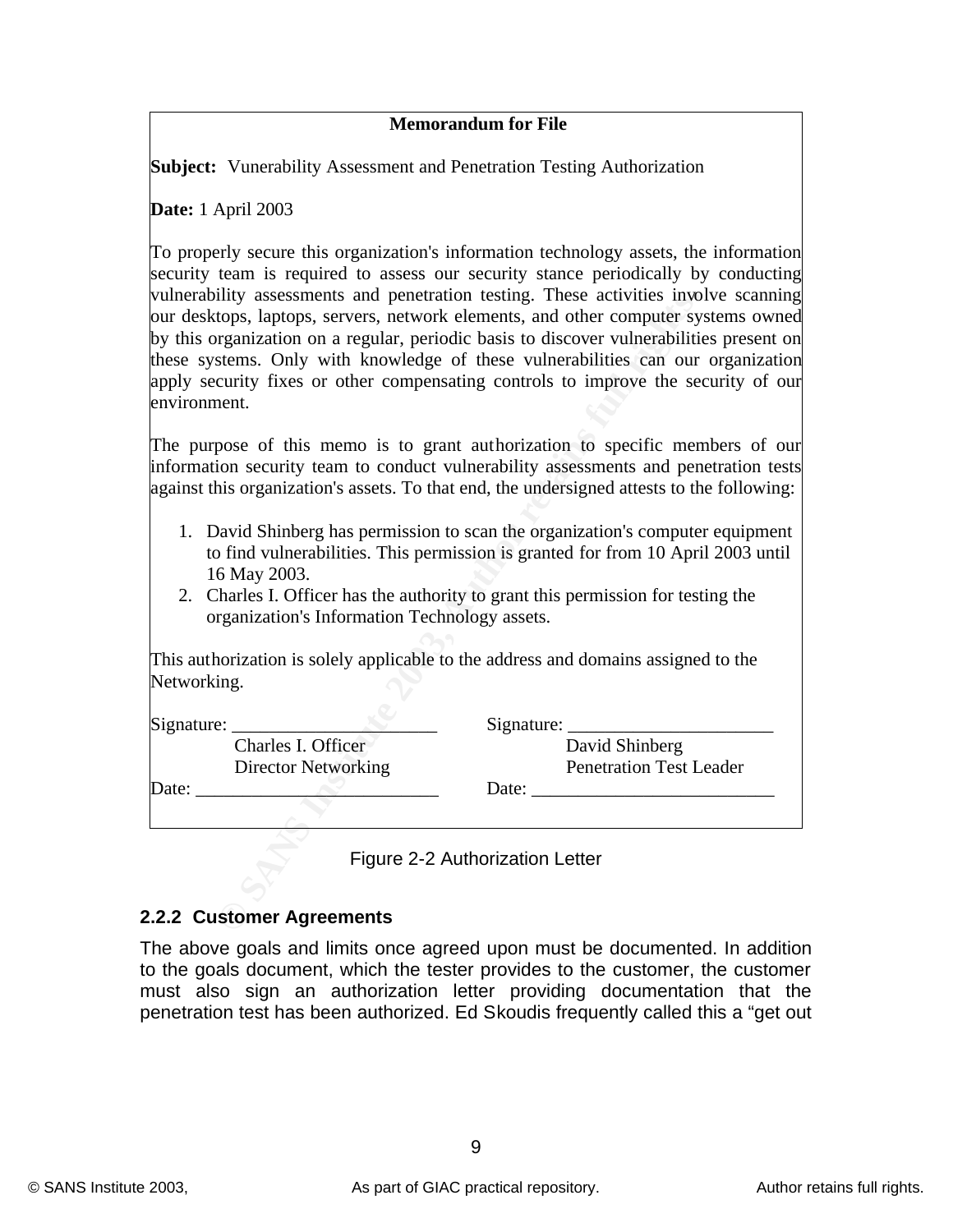**Memorandum for File**

**Subject:** Vunerability Assessment and Penetration Testing Authorization

**Date:** 1 April 2003

To properly secure this organization's information technology assets, the information security team is required to assess our security stance periodically by conducting vulnerability assessments and penetration testing. These activities involve scanning our desktops, laptops, servers, network elements, and other computer systems owned by this organization on a regular, periodic basis to discover vulnerabilities present on these systems. Only with knowledge of these vulnerabilities can our organization apply security fixes or other compensating controls to improve the security of our environment.

The purpose of this memo is to grant authorization to specific members of our information security team to conduct vulnerability assessments and penetration tests against this organization's assets. To that end, the undersigned attests to the following:

1. David Shinberg has permission to scan the organization's computer equipment to find vulnerabilities. This permission is granted for from 10 April 2003 until 16 May 2003.
2. Charles I. Officer has the authority to grant this permission for testing the organization's Information Technology assets.

This authorization is solely applicable to the address and domains assigned to the Networking.

| | |
|---|---|
| Signature: ______________________ | Signature: ______________________ |
| Charles I. Officer | David Shinberg |
| Director Networking | Penetration Test Leader |
| Date: __________________________ | Date: __________________________ |

Figure 2-2 Authorization Letter

### 2.2.2 Customer Agreements

The above goals and limits once agreed upon must be documented. In addition to the goals document, which the tester provides to the customer, the customer must also sign an authorization letter providing documentation that the penetration test has been authorized. Ed Skoudis frequently called this a "get out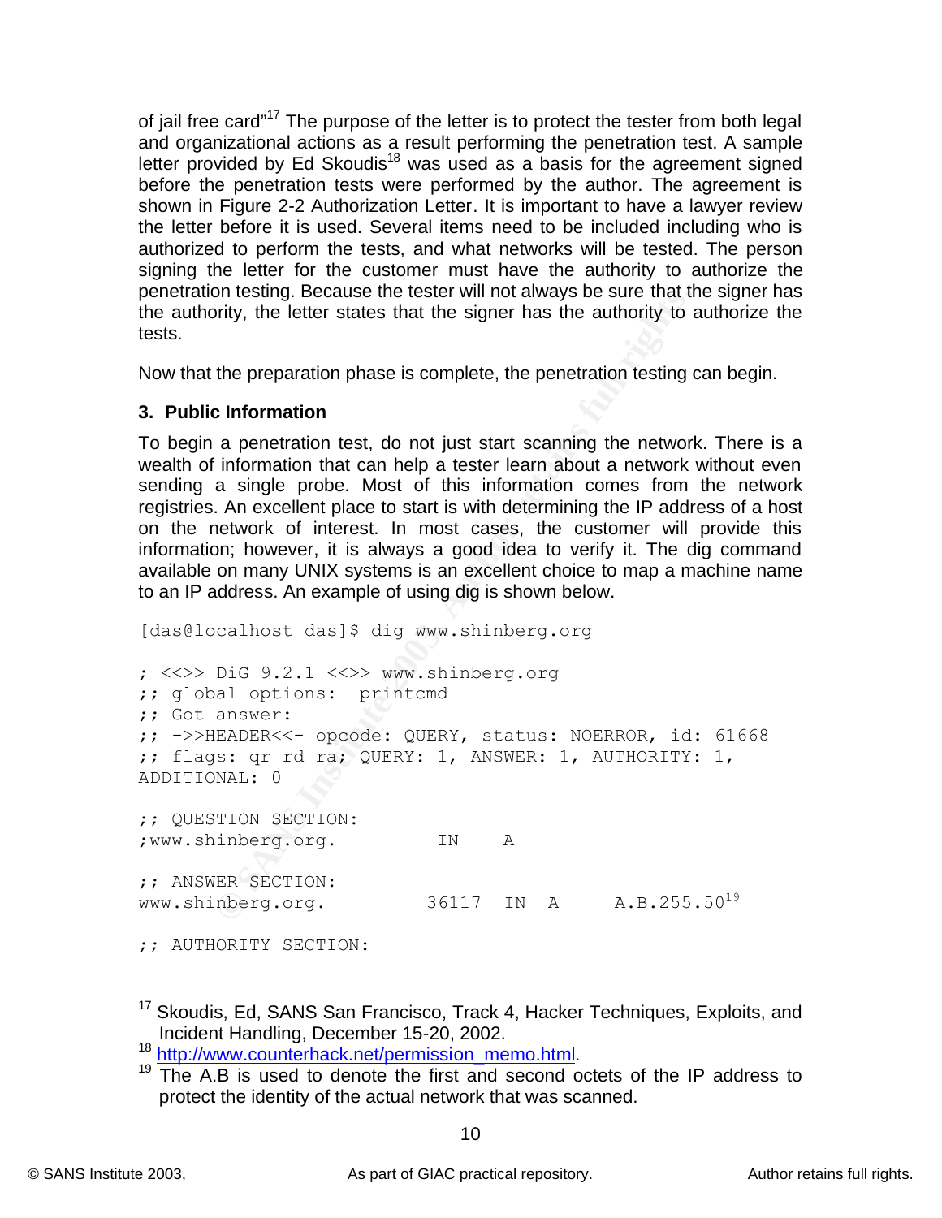of jail free card"[17] The purpose of the letter is to protect the tester from both legal and organizational actions as a result performing the penetration test. A sample letter provided by Ed Skoudis[18] was used as a basis for the agreement signed before the penetration tests were performed by the author. The agreement is shown in Figure 2-2 Authorization Letter. It is important to have a lawyer review the letter before it is used. Several items need to be included including who is authorized to perform the tests, and what networks will be tested. The person signing the letter for the customer must have the authority to authorize the penetration testing. Because the tester will not always be sure that the signer has the authority, the letter states that the signer has the authority to authorize the tests.

Now that the preparation phase is complete, the penetration testing can begin.

### 3. Public Information

To begin a penetration test, do not just start scanning the network. There is a wealth of information that can help a tester learn about a network without even sending a single probe. Most of this information comes from the network registries. An excellent place to start is with determining the IP address of a host on the network of interest. In most cases, the customer will provide this information; however, it is always a good idea to verify it. The dig command available on many UNIX systems is an excellent choice to map a machine name to an IP address. An example of using dig is shown below.

```
[das@localhost das]$ dig www.shinberg.org

; <<>> DiG 9.2.1 <<>> www.shinberg.org
;; global options:  printcmd
;; Got answer:
;; ->>HEADER<<- opcode: QUERY, status: NOERROR, id: 61668
;; flags: qr rd ra; QUERY: 1, ANSWER: 1, AUTHORITY: 1, 
ADDITIONAL: 0

;; QUESTION SECTION:
;www.shinberg.org.          IN    A

;; ANSWER SECTION:
www.shinberg.org.        36117  IN  A     A.B.255.50[19]

;; AUTHORITY SECTION:
```

---

[17] Skoudis, Ed, SANS San Francisco, Track 4, Hacker Techniques, Exploits, and Incident Handling, December 15-20, 2002.

[18] http://www.counterhack.net/permission_memo.html.

[19] The A.B is used to denote the first and second octets of the IP address to protect the identity of the actual network that was scanned.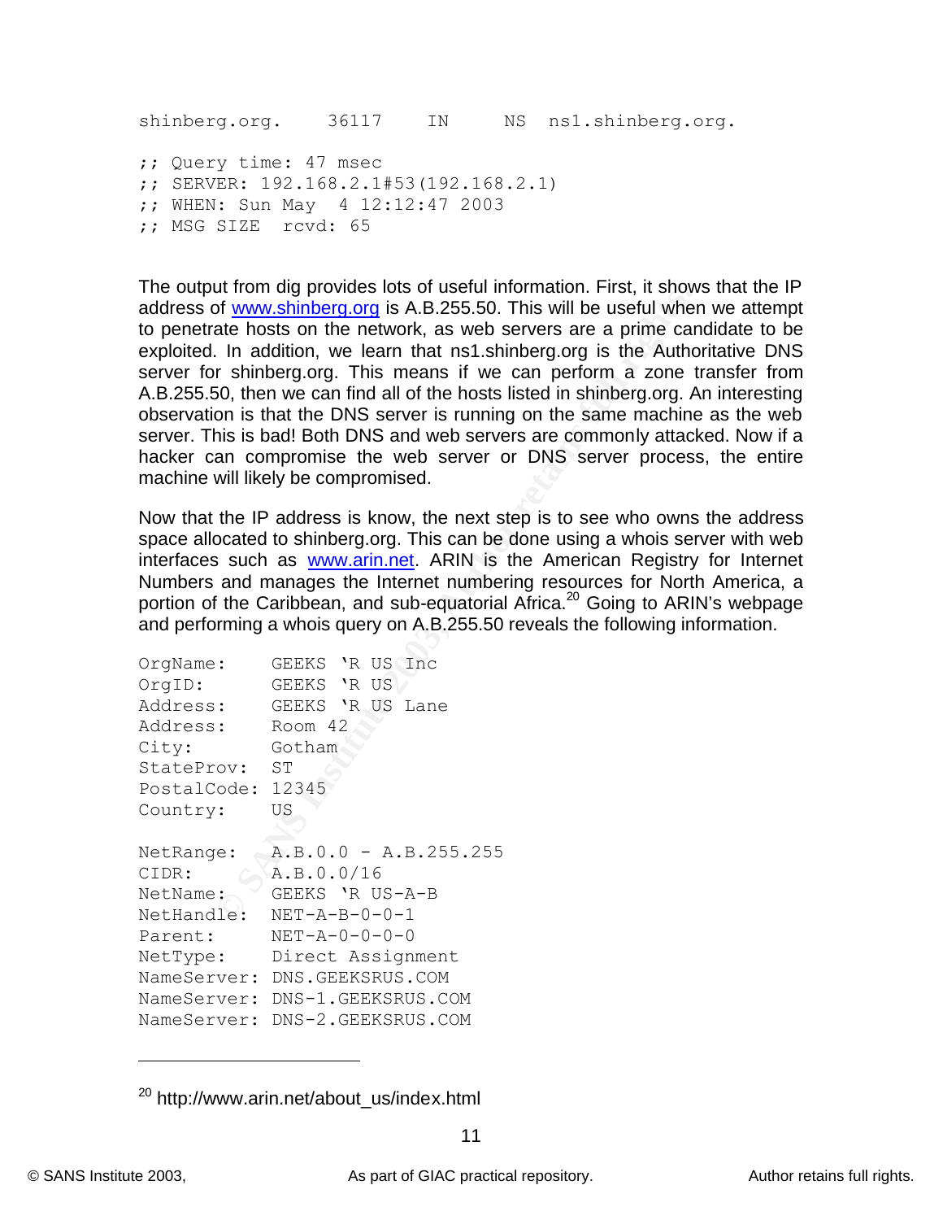```
shinberg.org.    36117    IN     NS  ns1.shinberg.org.

;; Query time: 47 msec
;; SERVER: 192.168.2.1#53(192.168.2.1)
;; WHEN: Sun May  4 12:12:47 2003
;; MSG SIZE  rcvd: 65
```

The output from dig provides lots of useful information. First, it shows that the IP address of www.shinberg.org is A.B.255.50. This will be useful when we attempt to penetrate hosts on the network, as web servers are a prime candidate to be exploited. In addition, we learn that ns1.shinberg.org is the Authoritative DNS server for shinberg.org. This means if we can perform a zone transfer from A.B.255.50, then we can find all of the hosts listed in shinberg.org. An interesting observation is that the DNS server is running on the same machine as the web server. This is bad! Both DNS and web servers are commonly attacked. Now if a hacker can compromise the web server or DNS server process, the entire machine will likely be compromised.

Now that the IP address is know, the next step is to see who owns the address space allocated to shinberg.org. This can be done using a whois server with web interfaces such as www.arin.net. ARIN is the American Registry for Internet Numbers and manages the Internet numbering resources for North America, a portion of the Caribbean, and sub-equatorial Africa.[20] Going to ARIN's webpage and performing a whois query on A.B.255.50 reveals the following information.

```
OrgName:    GEEKS 'R US Inc
OrgID:      GEEKS 'R US
Address:    GEEKS 'R US Lane
Address:    Room 42
City:       Gotham
StateProv:  ST
PostalCode: 12345
Country:    US

NetRange:   A.B.0.0 - A.B.255.255
CIDR:       A.B.0.0/16
NetName:    GEEKS 'R US-A-B
NetHandle:  NET-A-B-0-0-1
Parent:     NET-A-0-0-0-0
NetType:    Direct Assignment
NameServer: DNS.GEEKSRUS.COM
NameServer: DNS-1.GEEKSRUS.COM
NameServer: DNS-2.GEEKSRUS.COM
```

[20] http://www.arin.net/about_us/index.html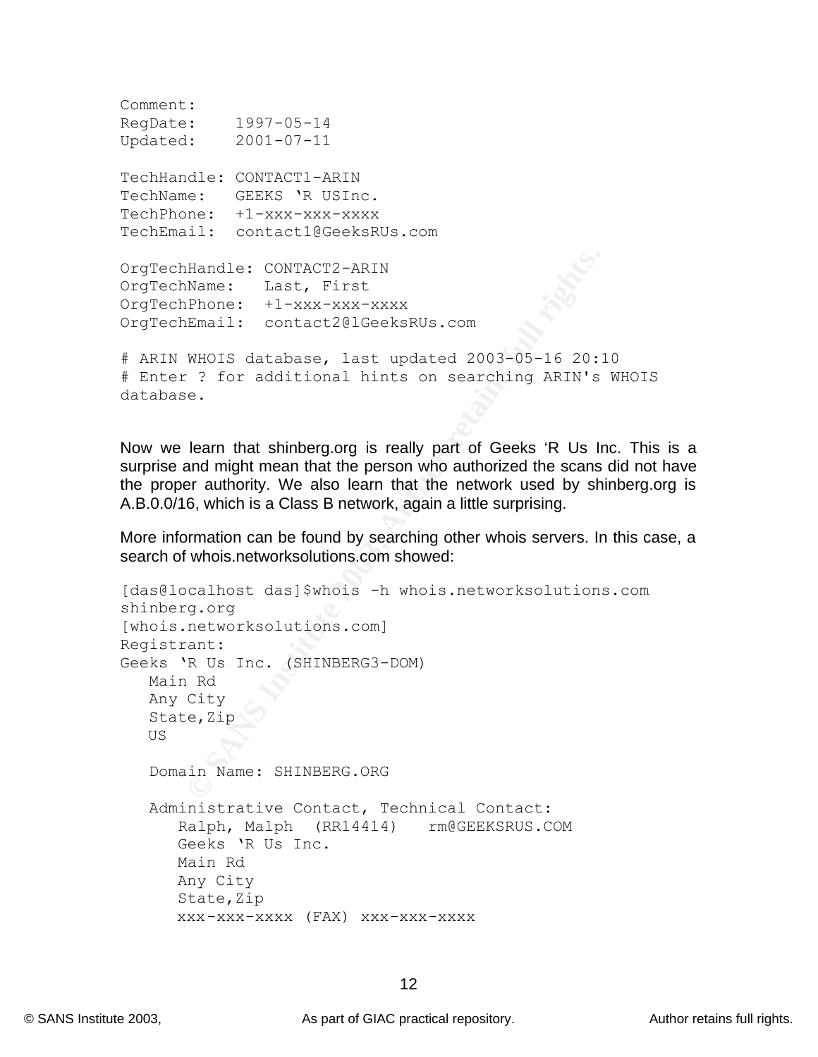```
Comment:
RegDate:    1997-05-14
Updated:    2001-07-11

TechHandle: CONTACT1-ARIN
TechName:   GEEKS 'R USInc.
TechPhone:  +1-xxx-xxx-xxxx
TechEmail:  contact1@GeeksRUs.com

OrgTechHandle: CONTACT2-ARIN
OrgTechName:   Last, First
OrgTechPhone:  +1-xxx-xxx-xxxx
OrgTechEmail:  contact2@lGeeksRUs.com

# ARIN WHOIS database, last updated 2003-05-16 20:10
# Enter ? for additional hints on searching ARIN's WHOIS
database.
```

Now we learn that shinberg.org is really part of Geeks 'R Us Inc. This is a surprise and might mean that the person who authorized the scans did not have the proper authority. We also learn that the network used by shinberg.org is A.B.0.0/16, which is a Class B network, again a little surprising.

More information can be found by searching other whois servers. In this case, a search of whois.networksolutions.com showed:

```
[das@localhost das]$whois -h whois.networksolutions.com
shinberg.org
[whois.networksolutions.com]
Registrant:
Geeks 'R Us Inc. (SHINBERG3-DOM)
   Main Rd
   Any City
   State,Zip
   US

   Domain Name: SHINBERG.ORG

   Administrative Contact, Technical Contact:
      Ralph, Malph  (RR14414)   rm@GEEKSRUS.COM
      Geeks 'R Us Inc.
      Main Rd
      Any City
      State,Zip
      xxx-xxx-xxxx (FAX) xxx-xxx-xxxx
```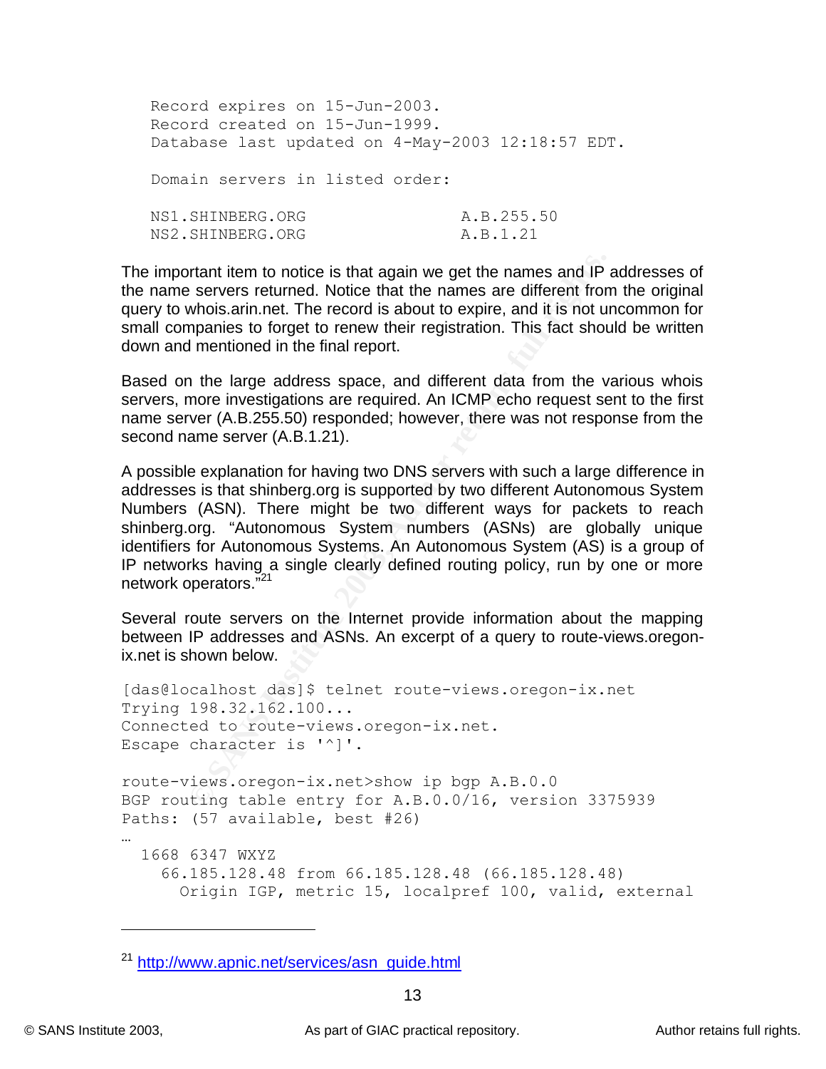```
Record expires on 15-Jun-2003.
Record created on 15-Jun-1999.
Database last updated on 4-May-2003 12:18:57 EDT.

Domain servers in listed order:

NS1.SHINBERG.ORG              A.B.255.50
NS2.SHINBERG.ORG              A.B.1.21
```

The important item to notice is that again we get the names and IP addresses of the name servers returned. Notice that the names are different from the original query to whois.arin.net. The record is about to expire, and it is not uncommon for small companies to forget to renew their registration. This fact should be written down and mentioned in the final report.

Based on the large address space, and different data from the various whois servers, more investigations are required. An ICMP echo request sent to the first name server (A.B.255.50) responded; however, there was not response from the second name server (A.B.1.21).

A possible explanation for having two DNS servers with such a large difference in addresses is that shinberg.org is supported by two different Autonomous System Numbers (ASN). There might be two different ways for packets to reach shinberg.org. "Autonomous System numbers (ASNs) are globally unique identifiers for Autonomous Systems. An Autonomous System (AS) is a group of IP networks having a single clearly defined routing policy, run by one or more network operators."[21]

Several route servers on the Internet provide information about the mapping between IP addresses and ASNs. An excerpt of a query to route-views.oregon-ix.net is shown below.

```
[das@localhost das]$ telnet route-views.oregon-ix.net
Trying 198.32.162.100...
Connected to route-views.oregon-ix.net.
Escape character is '^]'.

route-views.oregon-ix.net>show ip bgp A.B.0.0
BGP routing table entry for A.B.0.0/16, version 3375939
Paths: (57 available, best #26)
…
  1668 6347 WXYZ
    66.185.128.48 from 66.185.128.48 (66.185.128.48)
      Origin IGP, metric 15, localpref 100, valid, external
```

[21] http://www.apnic.net/services/asn_guide.html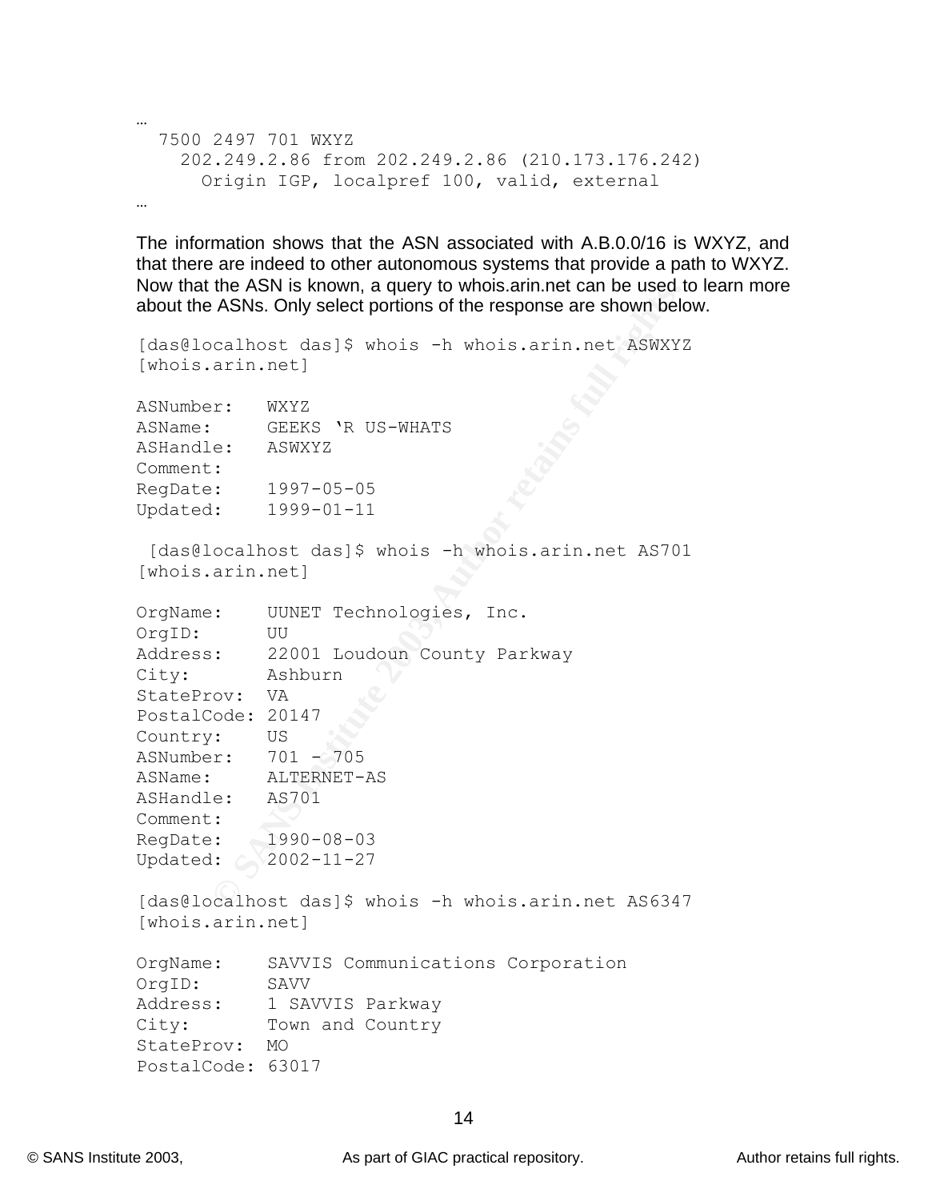```
…
  7500 2497 701 WXYZ
    202.249.2.86 from 202.249.2.86 (210.173.176.242)
      Origin IGP, localpref 100, valid, external
…
```

The information shows that the ASN associated with A.B.0.0/16 is WXYZ, and that there are indeed to other autonomous systems that provide a path to WXYZ. Now that the ASN is known, a query to whois.arin.net can be used to learn more about the ASNs. Only select portions of the response are shown below.

```
[das@localhost das]$ whois -h whois.arin.net ASWXYZ
[whois.arin.net]

ASNumber:   WXYZ
ASName:     GEEKS 'R US-WHATS
ASHandle:   ASWXYZ
Comment:
RegDate:    1997-05-05
Updated:    1999-01-11

 [das@localhost das]$ whois -h whois.arin.net AS701
[whois.arin.net]

OrgName:    UUNET Technologies, Inc.
OrgID:      UU
Address:    22001 Loudoun County Parkway
City:       Ashburn
StateProv:  VA
PostalCode: 20147
Country:    US
ASNumber:   701 - 705
ASName:     ALTERNET-AS
ASHandle:   AS701
Comment:
RegDate:    1990-08-03
Updated:    2002-11-27

[das@localhost das]$ whois -h whois.arin.net AS6347
[whois.arin.net]

OrgName:    SAVVIS Communications Corporation
OrgID:      SAVV
Address:    1 SAVVIS Parkway
City:       Town and Country
StateProv:  MO
PostalCode: 63017
```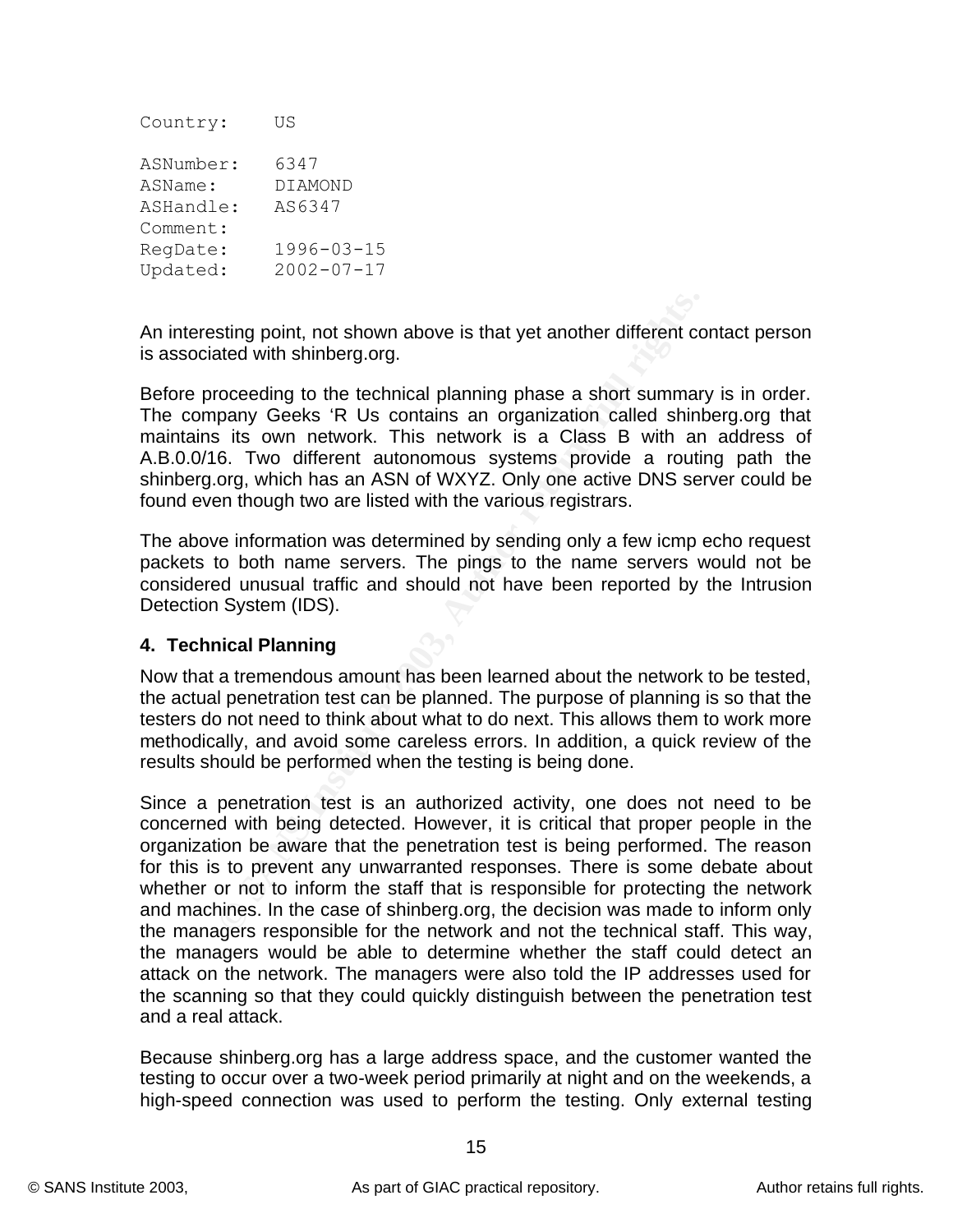```
Country:    US

ASNumber:   6347
ASName:     DIAMOND
ASHandle:   AS6347
Comment:
RegDate:    1996-03-15
Updated:    2002-07-17
```

An interesting point, not shown above is that yet another different contact person is associated with shinberg.org.

Before proceeding to the technical planning phase a short summary is in order. The company Geeks 'R Us contains an organization called shinberg.org that maintains its own network. This network is a Class B with an address of A.B.0.0/16. Two different autonomous systems provide a routing path the shinberg.org, which has an ASN of WXYZ. Only one active DNS server could be found even though two are listed with the various registrars.

The above information was determined by sending only a few icmp echo request packets to both name servers. The pings to the name servers would not be considered unusual traffic and should not have been reported by the Intrusion Detection System (IDS).

### 4. Technical Planning

Now that a tremendous amount has been learned about the network to be tested, the actual penetration test can be planned. The purpose of planning is so that the testers do not need to think about what to do next. This allows them to work more methodically, and avoid some careless errors. In addition, a quick review of the results should be performed when the testing is being done.

Since a penetration test is an authorized activity, one does not need to be concerned with being detected. However, it is critical that proper people in the organization be aware that the penetration test is being performed. The reason for this is to prevent any unwarranted responses. There is some debate about whether or not to inform the staff that is responsible for protecting the network and machines. In the case of shinberg.org, the decision was made to inform only the managers responsible for the network and not the technical staff. This way, the managers would be able to determine whether the staff could detect an attack on the network. The managers were also told the IP addresses used for the scanning so that they could quickly distinguish between the penetration test and a real attack.

Because shinberg.org has a large address space, and the customer wanted the testing to occur over a two-week period primarily at night and on the weekends, a high-speed connection was used to perform the testing. Only external testing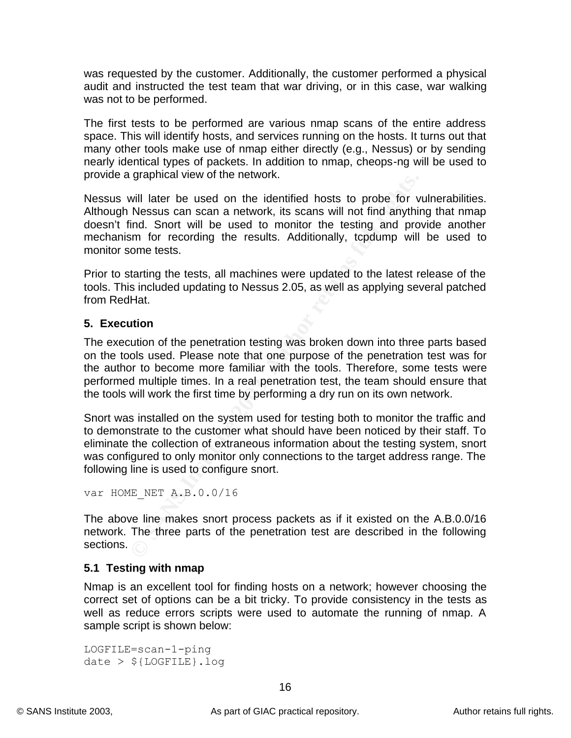was requested by the customer. Additionally, the customer performed a physical audit and instructed the test team that war driving, or in this case, war walking was not to be performed.

The first tests to be performed are various nmap scans of the entire address space. This will identify hosts, and services running on the hosts. It turns out that many other tools make use of nmap either directly (e.g., Nessus) or by sending nearly identical types of packets. In addition to nmap, cheops-ng will be used to provide a graphical view of the network.

Nessus will later be used on the identified hosts to probe for vulnerabilities. Although Nessus can scan a network, its scans will not find anything that nmap doesn't find. Snort will be used to monitor the testing and provide another mechanism for recording the results. Additionally, tcpdump will be used to monitor some tests.

Prior to starting the tests, all machines were updated to the latest release of the tools. This included updating to Nessus 2.05, as well as applying several patched from RedHat.

## 5. Execution

The execution of the penetration testing was broken down into three parts based on the tools used. Please note that one purpose of the penetration test was for the author to become more familiar with the tools. Therefore, some tests were performed multiple times. In a real penetration test, the team should ensure that the tools will work the first time by performing a dry run on its own network.

Snort was installed on the system used for testing both to monitor the traffic and to demonstrate to the customer what should have been noticed by their staff. To eliminate the collection of extraneous information about the testing system, snort was configured to only monitor only connections to the target address range. The following line is used to configure snort.

```
var HOME_NET A.B.0.0/16
```

The above line makes snort process packets as if it existed on the A.B.0.0/16 network. The three parts of the penetration test are described in the following sections.

### 5.1 Testing with nmap

Nmap is an excellent tool for finding hosts on a network; however choosing the correct set of options can be a bit tricky. To provide consistency in the tests as well as reduce errors scripts were used to automate the running of nmap. A sample script is shown below:

```
LOGFILE=scan-1-ping
date > ${LOGFILE}.log
```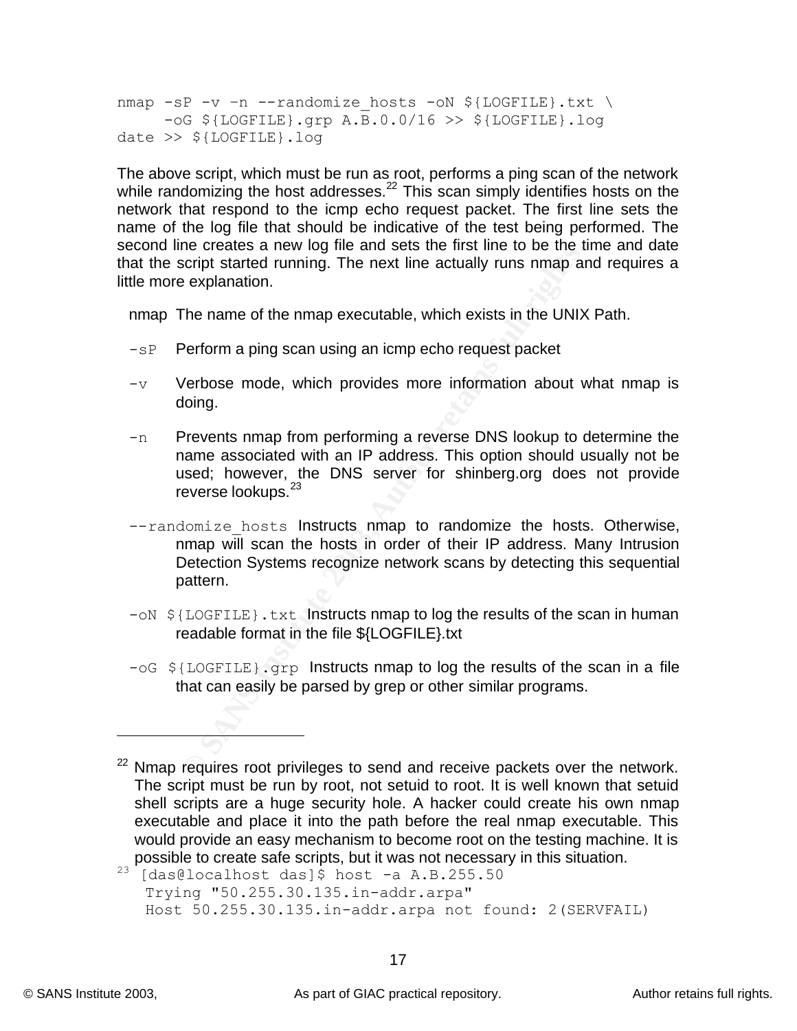```
nmap -sP -v –n --randomize_hosts -oN ${LOGFILE}.txt \
     -oG ${LOGFILE}.grp A.B.0.0/16 >> ${LOGFILE}.log
date >> ${LOGFILE}.log
```

The above script, which must be run as root, performs a ping scan of the network while randomizing the host addresses.[22] This scan simply identifies hosts on the network that respond to the icmp echo request packet. The first line sets the name of the log file that should be indicative of the test being performed. The second line creates a new log file and sets the first line to be the time and date that the script started running. The next line actually runs nmap and requires a little more explanation.

- nmap The name of the nmap executable, which exists in the UNIX Path.
- `-sP` Perform a ping scan using an icmp echo request packet
- `-v` Verbose mode, which provides more information about what nmap is doing.
- `-n` Prevents nmap from performing a reverse DNS lookup to determine the name associated with an IP address. This option should usually not be used; however, the DNS server for shinberg.org does not provide reverse lookups.[23]
- `--randomize_hosts` Instructs nmap to randomize the hosts. Otherwise, nmap will scan the hosts in order of their IP address. Many Intrusion Detection Systems recognize network scans by detecting this sequential pattern.
- `-oN ${LOGFILE}.txt` Instructs nmap to log the results of the scan in human readable format in the file ${LOGFILE}.txt
- `-oG ${LOGFILE}.grp` Instructs nmap to log the results of the scan in a file that can easily be parsed by grep or other similar programs.

---

[22] Nmap requires root privileges to send and receive packets over the network. The script must be run by root, not setuid to root. It is well known that setuid shell scripts are a huge security hole. A hacker could create his own nmap executable and place it into the path before the real nmap executable. This would provide an easy mechanism to become root on the testing machine. It is possible to create safe scripts, but it was not necessary in this situation.

[23]
```
[das@localhost das]$ host -a A.B.255.50
Trying "50.255.30.135.in-addr.arpa"
Host 50.255.30.135.in-addr.arpa not found: 2(SERVFAIL)
```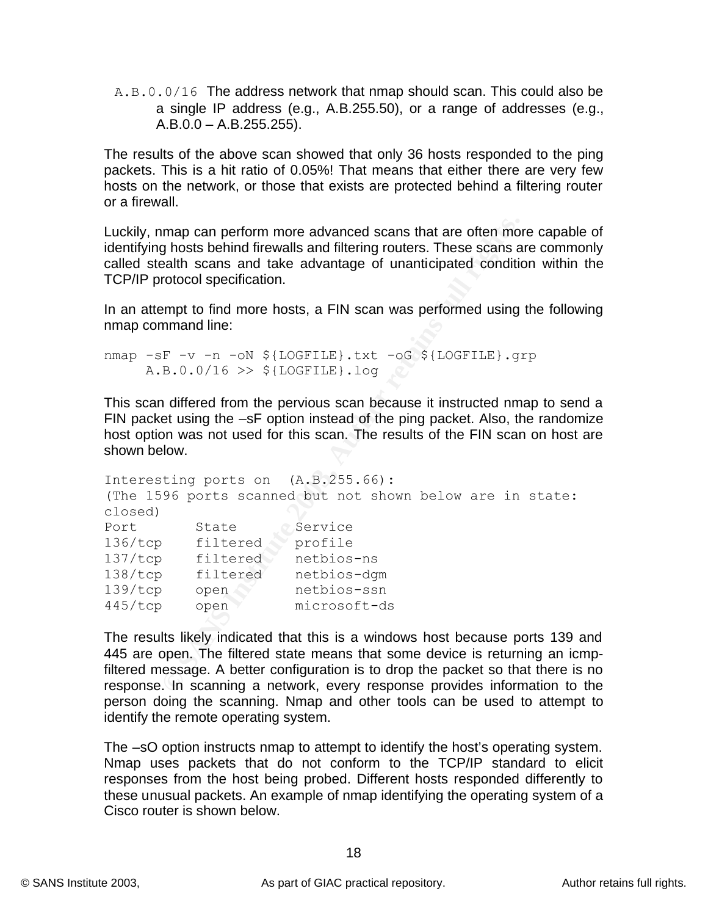A.B.0.0/16 The address network that nmap should scan. This could also be a single IP address (e.g., A.B.255.50), or a range of addresses (e.g., A.B.0.0 – A.B.255.255).

The results of the above scan showed that only 36 hosts responded to the ping packets. This is a hit ratio of 0.05%! That means that either there are very few hosts on the network, or those that exists are protected behind a filtering router or a firewall.

Luckily, nmap can perform more advanced scans that are often more capable of identifying hosts behind firewalls and filtering routers. These scans are commonly called stealth scans and take advantage of unanticipated condition within the TCP/IP protocol specification.

In an attempt to find more hosts, a FIN scan was performed using the following nmap command line:

```
nmap -sF -v -n -oN ${LOGFILE}.txt -oG ${LOGFILE}.grp
     A.B.0.0/16 >> ${LOGFILE}.log
```

This scan differed from the pervious scan because it instructed nmap to send a FIN packet using the –sF option instead of the ping packet. Also, the randomize host option was not used for this scan. The results of the FIN scan on host are shown below.

```
Interesting ports on  (A.B.255.66):
(The 1596 ports scanned but not shown below are in state:
closed)
Port       State       Service
136/tcp    filtered    profile
137/tcp    filtered    netbios-ns
138/tcp    filtered    netbios-dgm
139/tcp    open        netbios-ssn
445/tcp    open        microsoft-ds
```

The results likely indicated that this is a windows host because ports 139 and 445 are open. The filtered state means that some device is returning an icmp-filtered message. A better configuration is to drop the packet so that there is no response. In scanning a network, every response provides information to the person doing the scanning. Nmap and other tools can be used to attempt to identify the remote operating system.

The –sO option instructs nmap to attempt to identify the host's operating system. Nmap uses packets that do not conform to the TCP/IP standard to elicit responses from the host being probed. Different hosts responded differently to these unusual packets. An example of nmap identifying the operating system of a Cisco router is shown below.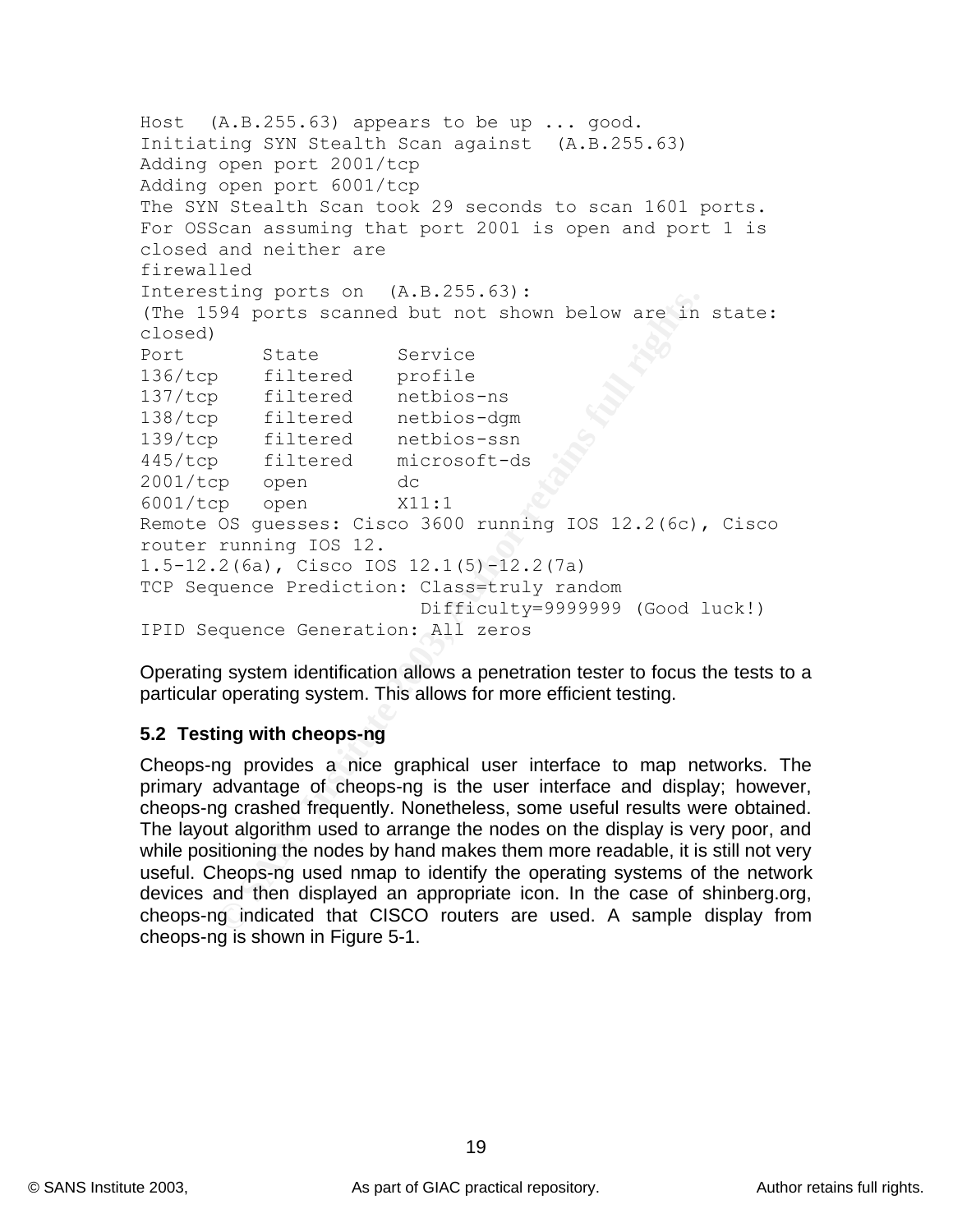```
Host  (A.B.255.63) appears to be up ... good.
Initiating SYN Stealth Scan against  (A.B.255.63)
Adding open port 2001/tcp
Adding open port 6001/tcp
The SYN Stealth Scan took 29 seconds to scan 1601 ports.
For OSScan assuming that port 2001 is open and port 1 is
closed and neither are
firewalled
Interesting ports on  (A.B.255.63):
(The 1594 ports scanned but not shown below are in state:
closed)
Port       State       Service
136/tcp    filtered    profile
137/tcp    filtered    netbios-ns
138/tcp    filtered    netbios-dgm
139/tcp    filtered    netbios-ssn
445/tcp    filtered    microsoft-ds
2001/tcp   open        dc
6001/tcp   open        X11:1
Remote OS guesses: Cisco 3600 running IOS 12.2(6c), Cisco
router running IOS 12.
1.5-12.2(6a), Cisco IOS 12.1(5)-12.2(7a)
TCP Sequence Prediction: Class=truly random
                         Difficulty=9999999 (Good luck!)
IPID Sequence Generation: All zeros
```

Operating system identification allows a penetration tester to focus the tests to a particular operating system. This allows for more efficient testing.

### 5.2 Testing with cheops-ng

Cheops-ng provides a nice graphical user interface to map networks. The primary advantage of cheops-ng is the user interface and display; however, cheops-ng crashed frequently. Nonetheless, some useful results were obtained. The layout algorithm used to arrange the nodes on the display is very poor, and while positioning the nodes by hand makes them more readable, it is still not very useful. Cheops-ng used nmap to identify the operating systems of the network devices and then displayed an appropriate icon. In the case of shinberg.org, cheops-ng indicated that CISCO routers are used. A sample display from cheops-ng is shown in Figure 5-1.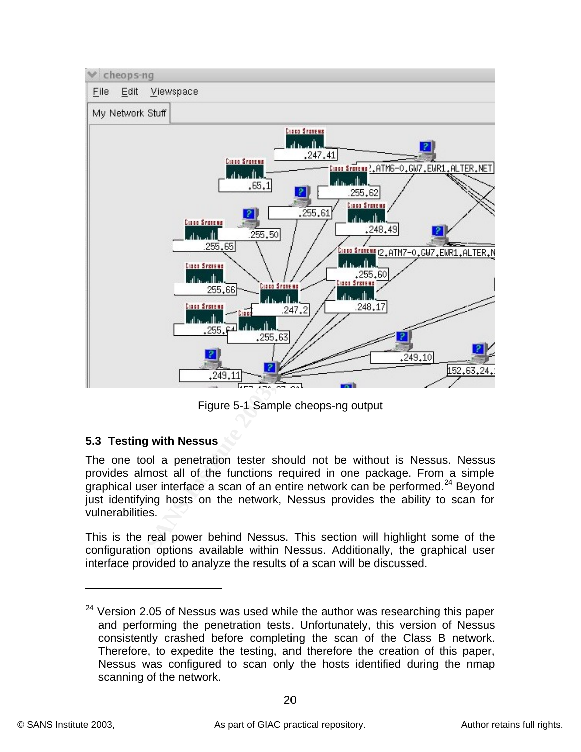Figure 5-1 Sample cheops-ng output

### 5.3 Testing with Nessus

The one tool a penetration tester should not be without is Nessus. Nessus provides almost all of the functions required in one package. From a simple graphical user interface a scan of an entire network can be performed.[24] Beyond just identifying hosts on the network, Nessus provides the ability to scan for vulnerabilities.

This is the real power behind Nessus. This section will highlight some of the configuration options available within Nessus. Additionally, the graphical user interface provided to analyze the results of a scan will be discussed.

---

[24] Version 2.05 of Nessus was used while the author was researching this paper and performing the penetration tests. Unfortunately, this version of Nessus consistently crashed before completing the scan of the Class B network. Therefore, to expedite the testing, and therefore the creation of this paper, Nessus was configured to scan only the hosts identified during the nmap scanning of the network.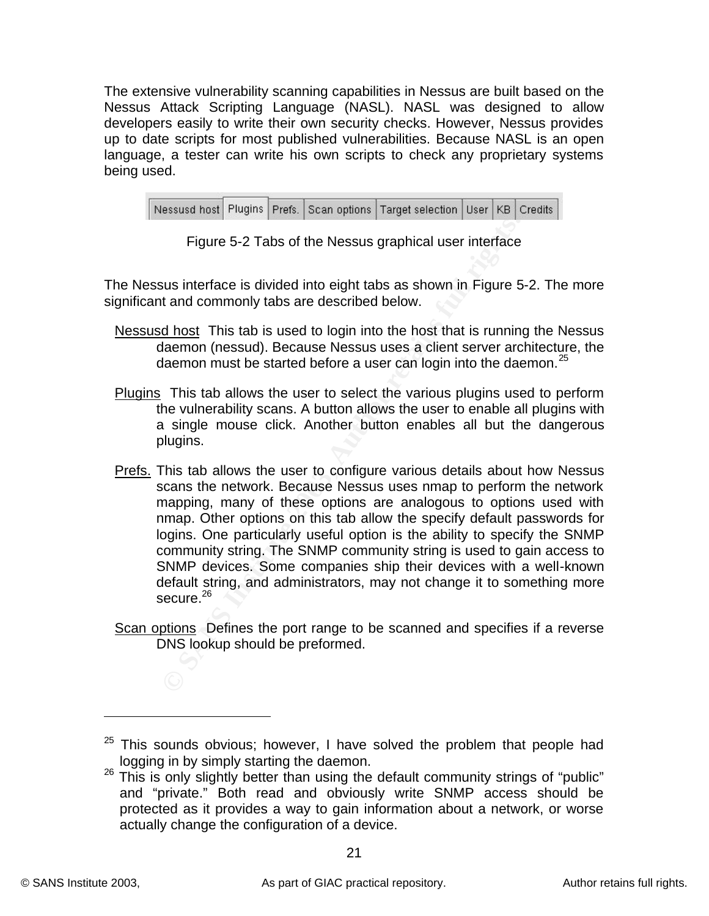The extensive vulnerability scanning capabilities in Nessus are built based on the Nessus Attack Scripting Language (NASL). NASL was designed to allow developers easily to write their own security checks. However, Nessus provides up to date scripts for most published vulnerabilities. Because NASL is an open language, a tester can write his own scripts to check any proprietary systems being used.

| Nessusd host | Plugins | Prefs. | Scan options | Target selection | User | KB | Credits |
|---|---|---|---|---|---|---|---|

Figure 5-2 Tabs of the Nessus graphical user interface

The Nessus interface is divided into eight tabs as shown in Figure 5-2. The more significant and commonly tabs are described below.

Nessusd host  This tab is used to login into the host that is running the Nessus daemon (nessud). Because Nessus uses a client server architecture, the daemon must be started before a user can login into the daemon.[25]

Plugins  This tab allows the user to select the various plugins used to perform the vulnerability scans. A button allows the user to enable all plugins with a single mouse click. Another button enables all but the dangerous plugins.

Prefs. This tab allows the user to configure various details about how Nessus scans the network. Because Nessus uses nmap to perform the network mapping, many of these options are analogous to options used with nmap. Other options on this tab allow the specify default passwords for logins. One particularly useful option is the ability to specify the SNMP community string. The SNMP community string is used to gain access to SNMP devices. Some companies ship their devices with a well-known default string, and administrators, may not change it to something more secure.[26]

Scan options  Defines the port range to be scanned and specifies if a reverse DNS lookup should be preformed.

---

[25] This sounds obvious; however, I have solved the problem that people had logging in by simply starting the daemon.

[26] This is only slightly better than using the default community strings of "public" and "private." Both read and obviously write SNMP access should be protected as it provides a way to gain information about a network, or worse actually change the configuration of a device.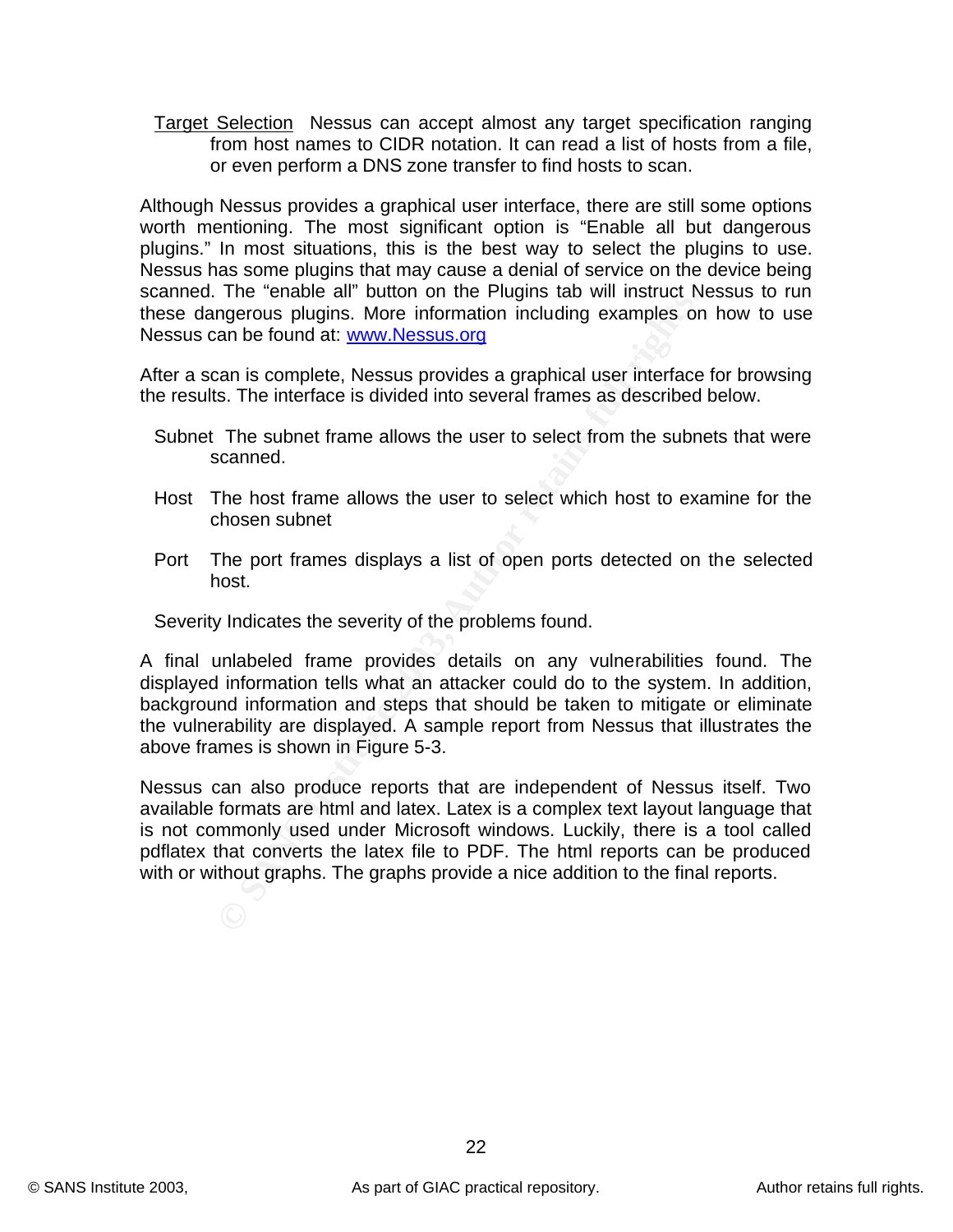Target Selection  Nessus can accept almost any target specification ranging from host names to CIDR notation. It can read a list of hosts from a file, or even perform a DNS zone transfer to find hosts to scan.

Although Nessus provides a graphical user interface, there are still some options worth mentioning. The most significant option is “Enable all but dangerous plugins.” In most situations, this is the best way to select the plugins to use. Nessus has some plugins that may cause a denial of service on the device being scanned. The “enable all” button on the Plugins tab will instruct Nessus to run these dangerous plugins. More information including examples on how to use Nessus can be found at: www.Nessus.org

After a scan is complete, Nessus provides a graphical user interface for browsing the results. The interface is divided into several frames as described below.

Subnet  The subnet frame allows the user to select from the subnets that were scanned.

Host  The host frame allows the user to select which host to examine for the chosen subnet

Port  The port frames displays a list of open ports detected on the selected host.

Severity Indicates the severity of the problems found.

A final unlabeled frame provides details on any vulnerabilities found. The displayed information tells what an attacker could do to the system. In addition, background information and steps that should be taken to mitigate or eliminate the vulnerability are displayed. A sample report from Nessus that illustrates the above frames is shown in Figure 5-3.

Nessus can also produce reports that are independent of Nessus itself. Two available formats are html and latex. Latex is a complex text layout language that is not commonly used under Microsoft windows. Luckily, there is a tool called pdflatex that converts the latex file to PDF. The html reports can be produced with or without graphs. The graphs provide a nice addition to the final reports.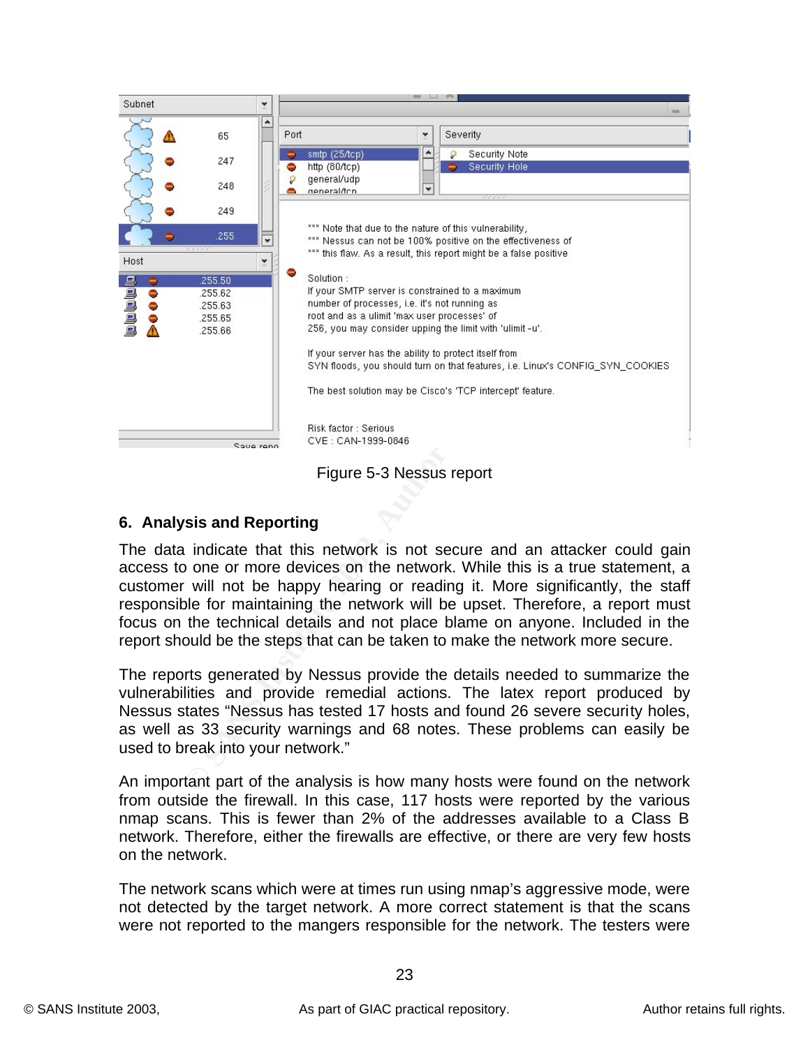Figure 5-3 Nessus report

## 6. Analysis and Reporting

The data indicate that this network is not secure and an attacker could gain access to one or more devices on the network. While this is a true statement, a customer will not be happy hearing or reading it. More significantly, the staff responsible for maintaining the network will be upset. Therefore, a report must focus on the technical details and not place blame on anyone. Included in the report should be the steps that can be taken to make the network more secure.

The reports generated by Nessus provide the details needed to summarize the vulnerabilities and provide remedial actions. The latex report produced by Nessus states "Nessus has tested 17 hosts and found 26 severe security holes, as well as 33 security warnings and 68 notes. These problems can easily be used to break into your network."

An important part of the analysis is how many hosts were found on the network from outside the firewall. In this case, 117 hosts were reported by the various nmap scans. This is fewer than 2% of the addresses available to a Class B network. Therefore, either the firewalls are effective, or there are very few hosts on the network.

The network scans which were at times run using nmap's aggressive mode, were not detected by the target network. A more correct statement is that the scans were not reported to the mangers responsible for the network. The testers were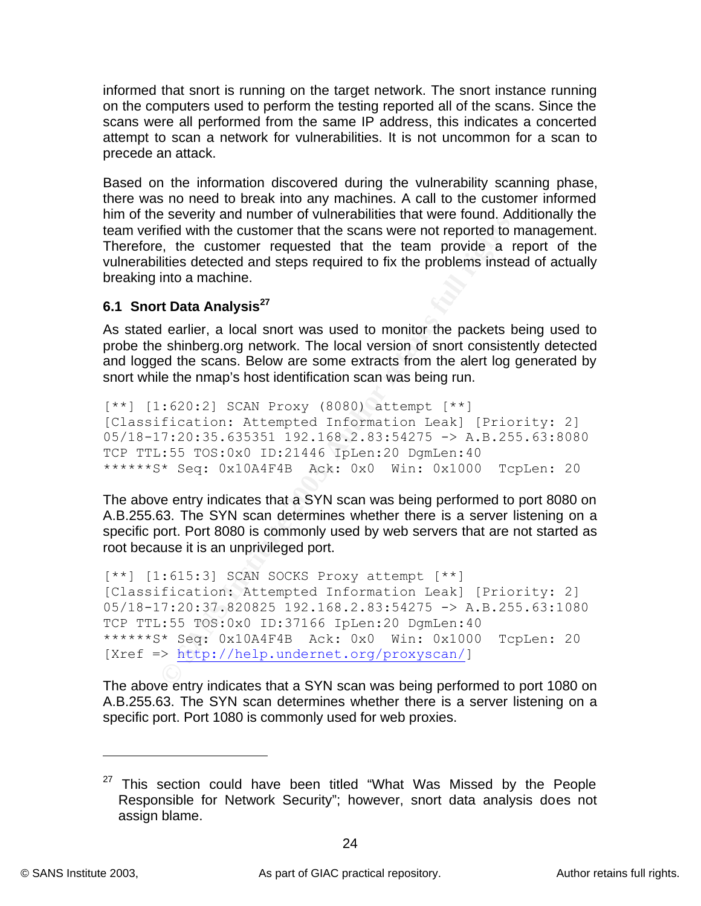informed that snort is running on the target network. The snort instance running on the computers used to perform the testing reported all of the scans. Since the scans were all performed from the same IP address, this indicates a concerted attempt to scan a network for vulnerabilities. It is not uncommon for a scan to precede an attack.

Based on the information discovered during the vulnerability scanning phase, there was no need to break into any machines. A call to the customer informed him of the severity and number of vulnerabilities that were found. Additionally the team verified with the customer that the scans were not reported to management. Therefore, the customer requested that the team provide a report of the vulnerabilities detected and steps required to fix the problems instead of actually breaking into a machine.

### 6.1 Snort Data Analysis[27]

As stated earlier, a local snort was used to monitor the packets being used to probe the shinberg.org network. The local version of snort consistently detected and logged the scans. Below are some extracts from the alert log generated by snort while the nmap's host identification scan was being run.

```
[**] [1:620:2] SCAN Proxy (8080) attempt [**]
[Classification: Attempted Information Leak] [Priority: 2]
05/18-17:20:35.635351 192.168.2.83:54275 -> A.B.255.63:8080
TCP TTL:55 TOS:0x0 ID:21446 IpLen:20 DgmLen:40
******S* Seq: 0x10A4F4B  Ack: 0x0  Win: 0x1000  TcpLen: 20
```

The above entry indicates that a SYN scan was being performed to port 8080 on A.B.255.63. The SYN scan determines whether there is a server listening on a specific port. Port 8080 is commonly used by web servers that are not started as root because it is an unprivileged port.

```
[**] [1:615:3] SCAN SOCKS Proxy attempt [**]
[Classification: Attempted Information Leak] [Priority: 2]
05/18-17:20:37.820825 192.168.2.83:54275 -> A.B.255.63:1080
TCP TTL:55 TOS:0x0 ID:37166 IpLen:20 DgmLen:40
******S* Seq: 0x10A4F4B  Ack: 0x0  Win: 0x1000  TcpLen: 20
[Xref => http://help.undernet.org/proxyscan/]
```

The above entry indicates that a SYN scan was being performed to port 1080 on A.B.255.63. The SYN scan determines whether there is a server listening on a specific port. Port 1080 is commonly used for web proxies.

---

[27] This section could have been titled "What Was Missed by the People Responsible for Network Security"; however, snort data analysis does not assign blame.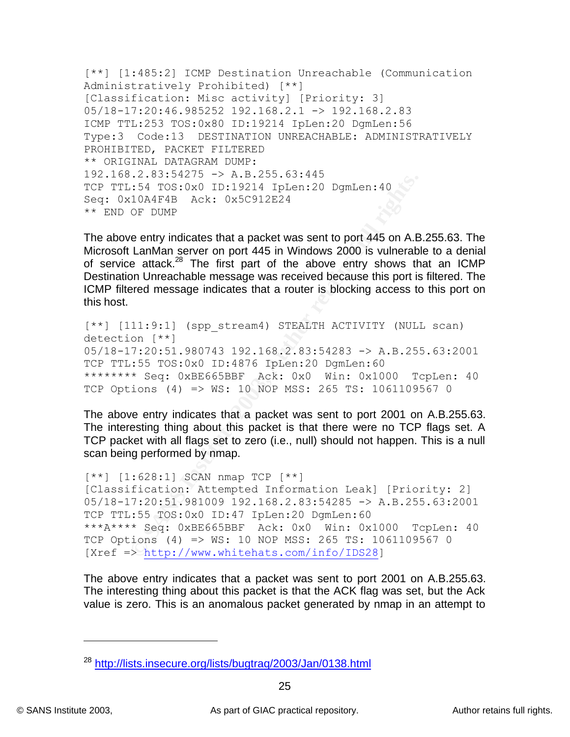```
[**] [1:485:2] ICMP Destination Unreachable (Communication
Administratively Prohibited) [**]
[Classification: Misc activity] [Priority: 3]
05/18-17:20:46.985252 192.168.2.1 -> 192.168.2.83
ICMP TTL:253 TOS:0x80 ID:19214 IpLen:20 DgmLen:56
Type:3  Code:13  DESTINATION UNREACHABLE: ADMINISTRATIVELY
PROHIBITED, PACKET FILTERED
** ORIGINAL DATAGRAM DUMP:
192.168.2.83:54275 -> A.B.255.63:445
TCP TTL:54 TOS:0x0 ID:19214 IpLen:20 DgmLen:40
Seq: 0x10A4F4B  Ack: 0x5C912E24
** END OF DUMP
```

The above entry indicates that a packet was sent to port 445 on A.B.255.63. The Microsoft LanMan server on port 445 in Windows 2000 is vulnerable to a denial of service attack.[28] The first part of the above entry shows that an ICMP Destination Unreachable message was received because this port is filtered. The ICMP filtered message indicates that a router is blocking access to this port on this host.

```
[**] [111:9:1] (spp_stream4) STEALTH ACTIVITY (NULL scan)
detection [**]
05/18-17:20:51.980743 192.168.2.83:54283 -> A.B.255.63:2001
TCP TTL:55 TOS:0x0 ID:4876 IpLen:20 DgmLen:60
******** Seq: 0xBE665BBF  Ack: 0x0  Win: 0x1000  TcpLen: 40
TCP Options (4) => WS: 10 NOP MSS: 265 TS: 1061109567 0
```

The above entry indicates that a packet was sent to port 2001 on A.B.255.63. The interesting thing about this packet is that there were no TCP flags set. A TCP packet with all flags set to zero (i.e., null) should not happen. This is a null scan being performed by nmap.

```
[**] [1:628:1] SCAN nmap TCP [**]
[Classification: Attempted Information Leak] [Priority: 2]
05/18-17:20:51.981009 192.168.2.83:54285 -> A.B.255.63:2001
TCP TTL:55 TOS:0x0 ID:47 IpLen:20 DgmLen:60
***A**** Seq: 0xBE665BBF  Ack: 0x0  Win: 0x1000  TcpLen: 40
TCP Options (4) => WS: 10 NOP MSS: 265 TS: 1061109567 0
[Xref => http://www.whitehats.com/info/IDS28]
```

The above entry indicates that a packet was sent to port 2001 on A.B.255.63. The interesting thing about this packet is that the ACK flag was set, but the Ack value is zero. This is an anomalous packet generated by nmap in an attempt to

---

[28] http://lists.insecure.org/lists/bugtraq/2003/Jan/0138.html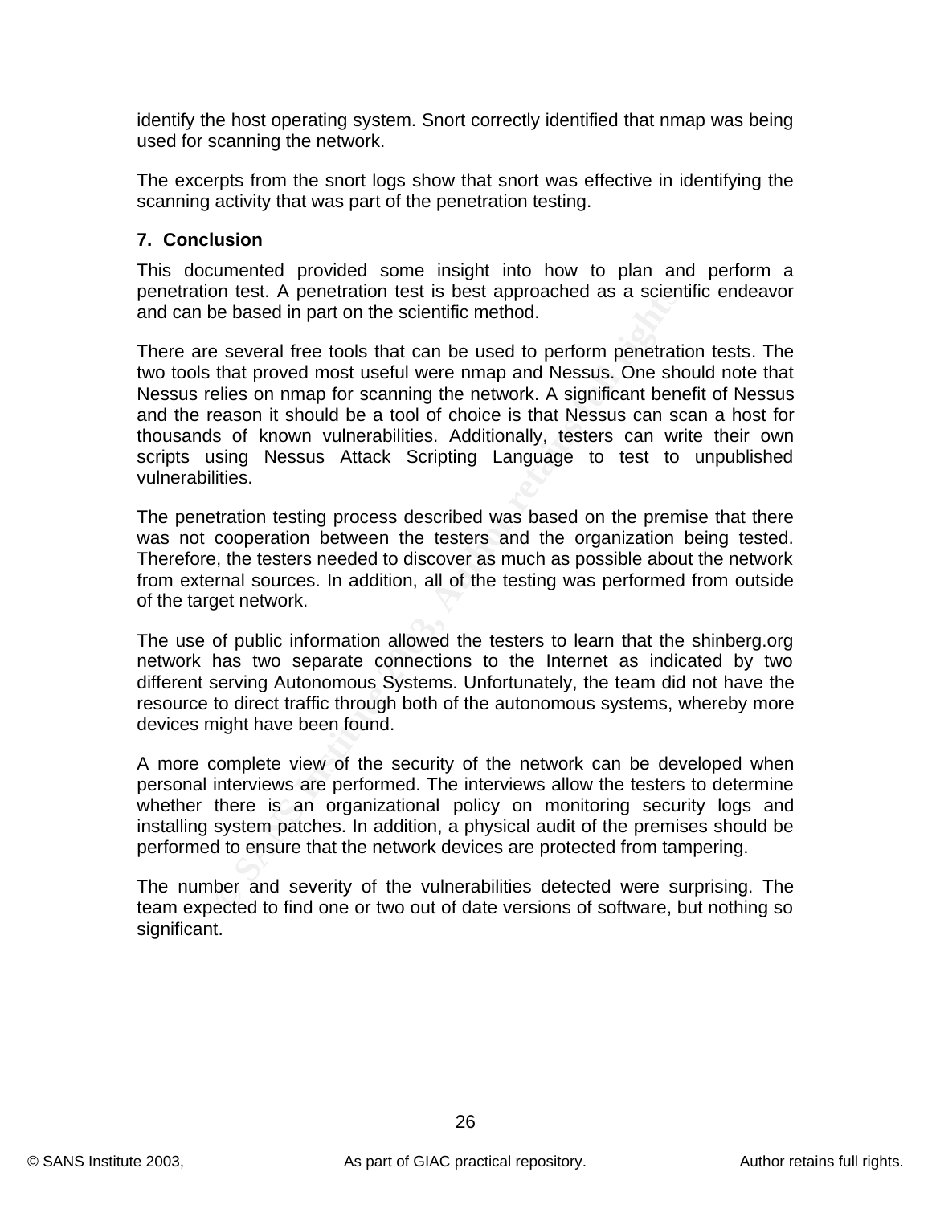identify the host operating system. Snort correctly identified that nmap was being used for scanning the network.

The excerpts from the snort logs show that snort was effective in identifying the scanning activity that was part of the penetration testing.

### 7. Conclusion

This documented provided some insight into how to plan and perform a penetration test. A penetration test is best approached as a scientific endeavor and can be based in part on the scientific method.

There are several free tools that can be used to perform penetration tests. The two tools that proved most useful were nmap and Nessus. One should note that Nessus relies on nmap for scanning the network. A significant benefit of Nessus and the reason it should be a tool of choice is that Nessus can scan a host for thousands of known vulnerabilities. Additionally, testers can write their own scripts using Nessus Attack Scripting Language to test to unpublished vulnerabilities.

The penetration testing process described was based on the premise that there was not cooperation between the testers and the organization being tested. Therefore, the testers needed to discover as much as possible about the network from external sources. In addition, all of the testing was performed from outside of the target network.

The use of public information allowed the testers to learn that the shinberg.org network has two separate connections to the Internet as indicated by two different serving Autonomous Systems. Unfortunately, the team did not have the resource to direct traffic through both of the autonomous systems, whereby more devices might have been found.

A more complete view of the security of the network can be developed when personal interviews are performed. The interviews allow the testers to determine whether there is an organizational policy on monitoring security logs and installing system patches. In addition, a physical audit of the premises should be performed to ensure that the network devices are protected from tampering.

The number and severity of the vulnerabilities detected were surprising. The team expected to find one or two out of date versions of software, but nothing so significant.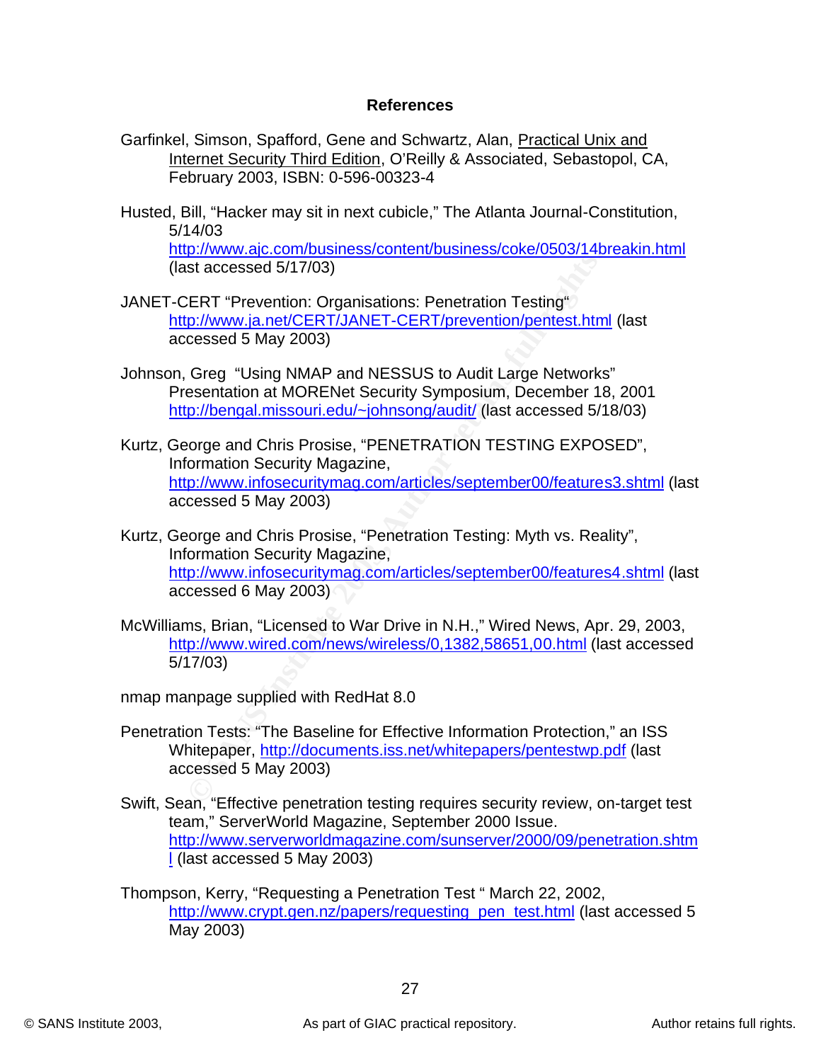## References

Garfinkel, Simson, Spafford, Gene and Schwartz, Alan, Practical Unix and Internet Security Third Edition, O'Reilly & Associated, Sebastopol, CA, February 2003, ISBN: 0-596-00323-4

Husted, Bill, "Hacker may sit in next cubicle," The Atlanta Journal-Constitution, 5/14/03 http://www.ajc.com/business/content/business/coke/0503/14breakin.html (last accessed 5/17/03)

JANET-CERT "Prevention: Organisations: Penetration Testing" http://www.ja.net/CERT/JANET-CERT/prevention/pentest.html (last accessed 5 May 2003)

Johnson, Greg "Using NMAP and NESSUS to Audit Large Networks" Presentation at MORENet Security Symposium, December 18, 2001 http://bengal.missouri.edu/~johnsong/audit/ (last accessed 5/18/03)

Kurtz, George and Chris Prosise, "PENETRATION TESTING EXPOSED", Information Security Magazine, http://www.infosecuritymag.com/articles/september00/features3.shtml (last accessed 5 May 2003)

Kurtz, George and Chris Prosise, "Penetration Testing: Myth vs. Reality", Information Security Magazine, http://www.infosecuritymag.com/articles/september00/features4.shtml (last accessed 6 May 2003)

McWilliams, Brian, "Licensed to War Drive in N.H.," Wired News, Apr. 29, 2003, http://www.wired.com/news/wireless/0,1382,58651,00.html (last accessed 5/17/03)

nmap manpage supplied with RedHat 8.0

Penetration Tests: "The Baseline for Effective Information Protection," an ISS Whitepaper, http://documents.iss.net/whitepapers/pentestwp.pdf (last accessed 5 May 2003)

Swift, Sean, "Effective penetration testing requires security review, on-target test team," ServerWorld Magazine, September 2000 Issue. http://www.serverworldmagazine.com/sunserver/2000/09/penetration.shtml (last accessed 5 May 2003)

Thompson, Kerry, "Requesting a Penetration Test " March 22, 2002, http://www.crypt.gen.nz/papers/requesting_pen_test.html (last accessed 5 May 2003)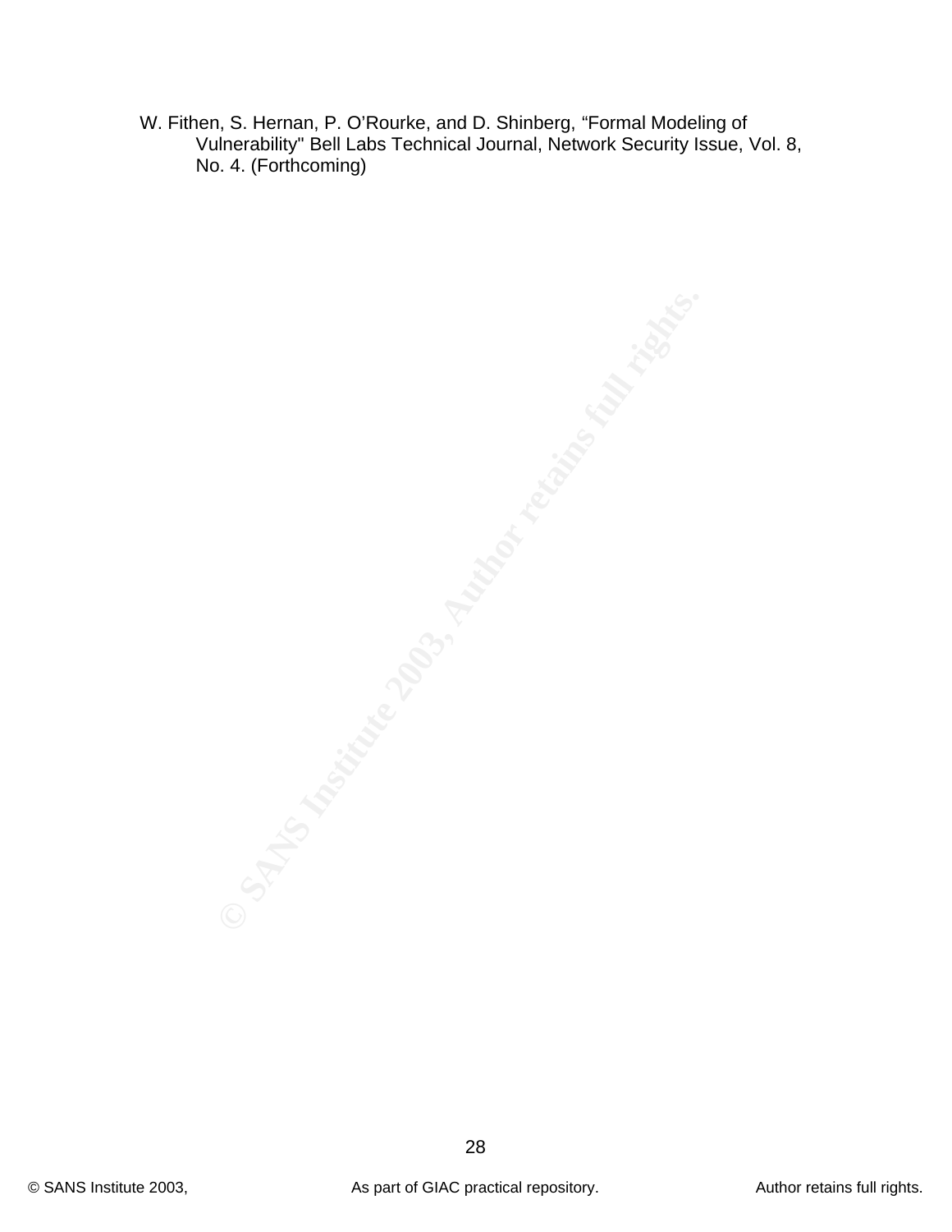W. Fithen, S. Hernan, P. O'Rourke, and D. Shinberg, "Formal Modeling of Vulnerability" Bell Labs Technical Journal, Network Security Issue, Vol. 8, No. 4. (Forthcoming)